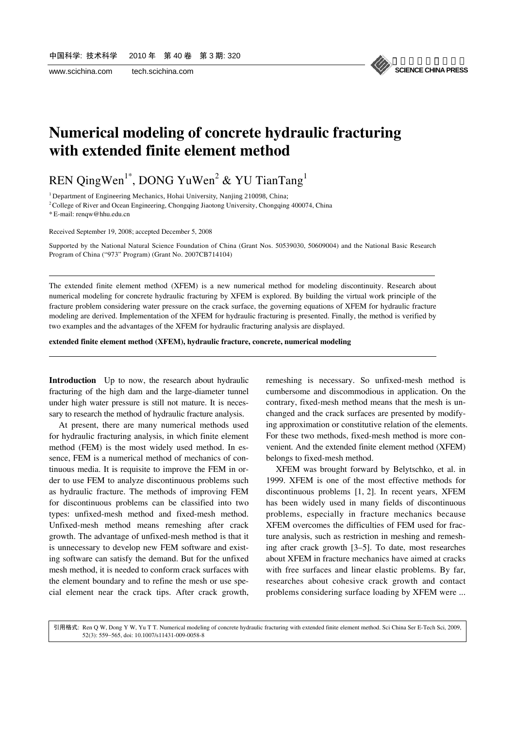# Numerical modeling of concrete hydraulic fracturing with extended finite element method

REN QingWen[1*], DONG YuWen[2] & YU TianTang[1]

[1] Department of Engineering Mechanics, Hohai University, Nanjing 210098, China;

[2] College of River and Ocean Engineering, Chongqing Jiaotong University, Chongqing 400074, China

* E-mail: renqw@hhu.edu.cn

Received September 19, 2008; accepted December 5, 2008

Supported by the National Natural Science Foundation of China (Grant Nos. 50539030, 50609004) and the National Basic Research Program of China ("973" Program) (Grant No. 2007CB714104)

---

The extended finite element method (XFEM) is a new numerical method for modeling discontinuity. Research about numerical modeling for concrete hydraulic fracturing by XFEM is explored. By building the virtual work principle of the fracture problem considering water pressure on the crack surface, the governing equations of XFEM for hydraulic fracture modeling are derived. Implementation of the XFEM for hydraulic fracturing is presented. Finally, the method is verified by two examples and the advantages of the XFEM for hydraulic fracturing analysis are displayed.

**extended finite element method (XFEM), hydraulic fracture, concrete, numerical modeling**

---

**Introduction** Up to now, the research about hydraulic fracturing of the high dam and the large-diameter tunnel under high water pressure is still not mature. It is necessary to research the method of hydraulic fracture analysis.

At present, there are many numerical methods used for hydraulic fracturing analysis, in which finite element method (FEM) is the most widely used method. In essence, FEM is a numerical method of mechanics of continuous media. It is requisite to improve the FEM in order to use FEM to analyze discontinuous problems such as hydraulic fracture. The methods of improving FEM for discontinuous problems can be classified into two types: unfixed-mesh method and fixed-mesh method. Unfixed-mesh method means remeshing after crack growth. The advantage of unfixed-mesh method is that it is unnecessary to develop new FEM software and existing software can satisfy the demand. But for the unfixed mesh method, it is needed to conform crack surfaces with the element boundary and to refine the mesh or use special element near the crack tips. After crack growth, remeshing is necessary. So unfixed-mesh method is cumbersome and discommodious in application. On the contrary, fixed-mesh method means that the mesh is unchanged and the crack surfaces are presented by modifying approximation or constitutive relation of the elements. For these two methods, fixed-mesh method is more convenient. And the extended finite element method (XFEM) belongs to fixed-mesh method.

XFEM was brought forward by Belytschko, et al. in 1999. XFEM is one of the most effective methods for discontinuous problems [1, 2]. In recent years, XFEM has been widely used in many fields of discontinuous problems, especially in fracture mechanics because XFEM overcomes the difficulties of FEM used for fracture analysis, such as restriction in meshing and remeshing after crack growth [3–5]. To date, most researches about XFEM in fracture mechanics have aimed at cracks with free surfaces and linear elastic problems. By far, researches about cohesive crack growth and contact problems considering surface loading by XFEM were ...

引用格式: Ren Q W, Dong Y W, Yu T T. Numerical modeling of concrete hydraulic fracturing with extended finite element method. Sci China Ser E-Tech Sci, 2009, 52(3): 559–565, doi: 10.1007/s11431-009-0058-8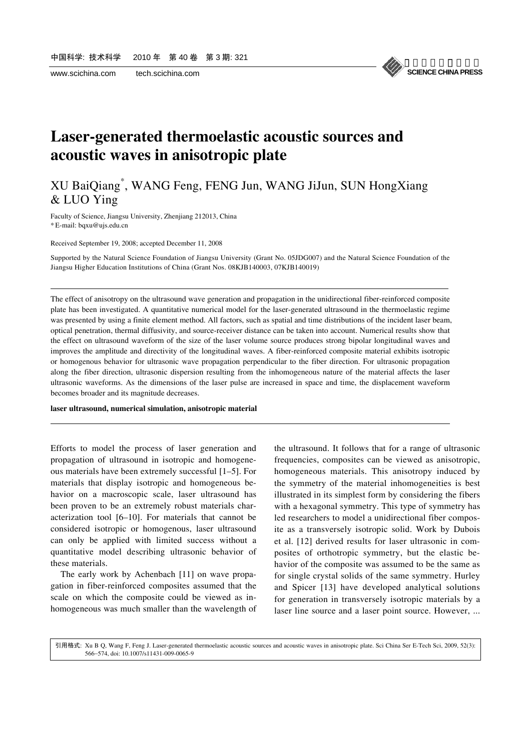# Laser-generated thermoelastic acoustic sources and acoustic waves in anisotropic plate

XU BaiQiang[*], WANG Feng, FENG Jun, WANG JiJun, SUN HongXiang & LUO Ying

Faculty of Science, Jiangsu University, Zhenjiang 212013, China
* E-mail: bqxu@ujs.edu.cn

Received September 19, 2008; accepted December 11, 2008

Supported by the Natural Science Foundation of Jiangsu University (Grant No. 05JDG007) and the Natural Science Foundation of the Jiangsu Higher Education Institutions of China (Grant Nos. 08KJB140003, 07KJB140019)

---

The effect of anisotropy on the ultrasound wave generation and propagation in the unidirectional fiber-reinforced composite plate has been investigated. A quantitative numerical model for the laser-generated ultrasound in the thermoelastic regime was presented by using a finite element method. All factors, such as spatial and time distributions of the incident laser beam, optical penetration, thermal diffusivity, and source-receiver distance can be taken into account. Numerical results show that the effect on ultrasound waveform of the size of the laser volume source produces strong bipolar longitudinal waves and improves the amplitude and directivity of the longitudinal waves. A fiber-reinforced composite material exhibits isotropic or homogenous behavior for ultrasonic wave propagation perpendicular to the fiber direction. For ultrasonic propagation along the fiber direction, ultrasonic dispersion resulting from the inhomogeneous nature of the material affects the laser ultrasonic waveforms. As the dimensions of the laser pulse are increased in space and time, the displacement waveform becomes broader and its magnitude decreases.

**laser ultrasound, numerical simulation, anisotropic material**

---

Efforts to model the process of laser generation and propagation of ultrasound in isotropic and homogeneous materials have been extremely successful [1–5]. For materials that display isotropic and homogeneous behavior on a macroscopic scale, laser ultrasound has been proven to be an extremely robust materials characterization tool [6–10]. For materials that cannot be considered isotropic or homogenous, laser ultrasound can only be applied with limited success without a quantitative model describing ultrasonic behavior of these materials.

The early work by Achenbach [11] on wave propagation in fiber-reinforced composites assumed that the scale on which the composite could be viewed as inhomogeneous was much smaller than the wavelength of the ultrasound. It follows that for a range of ultrasonic frequencies, composites can be viewed as anisotropic, homogeneous materials. This anisotropy induced by the symmetry of the material inhomogeneities is best illustrated in its simplest form by considering the fibers with a hexagonal symmetry. This type of symmetry has led researchers to model a unidirectional fiber composite as a transversely isotropic solid. Work by Dubois et al. [12] derived results for laser ultrasonic in composites of orthotropic symmetry, but the elastic behavior of the composite was assumed to be the same as for single crystal solids of the same symmetry. Hurley and Spicer [13] have developed analytical solutions for generation in transversely isotropic materials by a laser line source and a laser point source. However, ...

引用格式: Xu B Q, Wang F, Feng J. Laser-generated thermoelastic acoustic sources and acoustic waves in anisotropic plate. Sci China Ser E-Tech Sci, 2009, 52(3): 566–574, doi: 10.1007/s11431-009-0065-9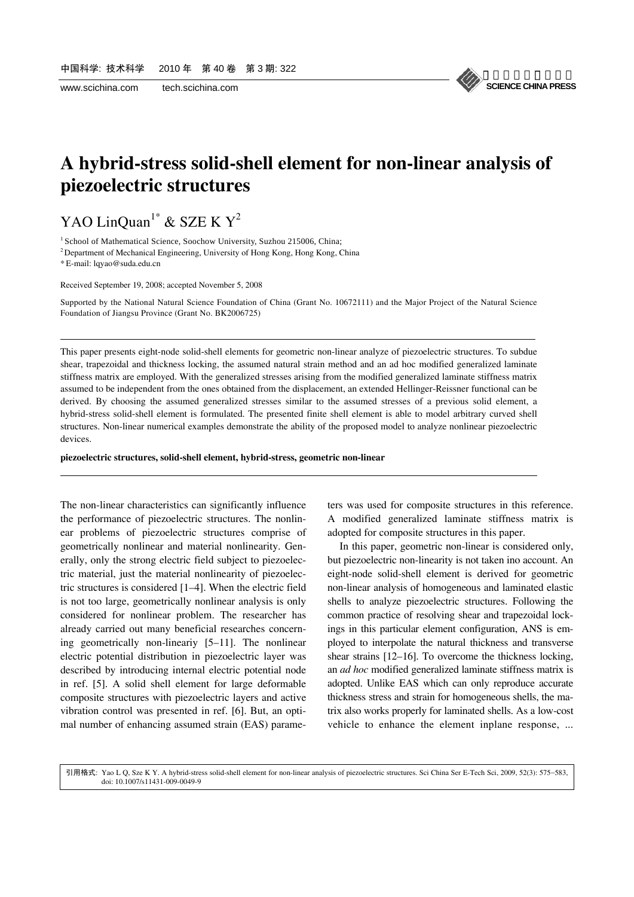# A hybrid-stress solid-shell element for non-linear analysis of piezoelectric structures

YAO LinQuan[1*] & SZE K Y[2]

[1] School of Mathematical Science, Soochow University, Suzhou 215006, China;

[2] Department of Mechanical Engineering, University of Hong Kong, Hong Kong, China

* E-mail: lqyao@suda.edu.cn

Received September 19, 2008; accepted November 5, 2008

Supported by the National Natural Science Foundation of China (Grant No. 10672111) and the Major Project of the Natural Science Foundation of Jiangsu Province (Grant No. BK2006725)

---

This paper presents eight-node solid-shell elements for geometric non-linear analyze of piezoelectric structures. To subdue shear, trapezoidal and thickness locking, the assumed natural strain method and an ad hoc modified generalized laminate stiffness matrix are employed. With the generalized stresses arising from the modified generalized laminate stiffness matrix assumed to be independent from the ones obtained from the displacement, an extended Hellinger-Reissner functional can be derived. By choosing the assumed generalized stresses similar to the assumed stresses of a previous solid element, a hybrid-stress solid-shell element is formulated. The presented finite shell element is able to model arbitrary curved shell structures. Non-linear numerical examples demonstrate the ability of the proposed model to analyze nonlinear piezoelectric devices.

**piezoelectric structures, solid-shell element, hybrid-stress, geometric non-linear**

---

The non-linear characteristics can significantly influence the performance of piezoelectric structures. The nonlinear problems of piezoelectric structures comprise of geometrically nonlinear and material nonlinearity. Generally, only the strong electric field subject to piezoelectric material, just the material nonlinearity of piezoelectric structures is considered [1–4]. When the electric field is not too large, geometrically nonlinear analysis is only considered for nonlinear problem. The researcher has already carried out many beneficial researches concerning geometrically non-lineariy [5–11]. The nonlinear electric potential distribution in piezoelectric layer was described by introducing internal electric potential node in ref. [5]. A solid shell element for large deformable composite structures with piezoelectric layers and active vibration control was presented in ref. [6]. But, an optimal number of enhancing assumed strain (EAS) parameters was used for composite structures in this reference. A modified generalized laminate stiffness matrix is adopted for composite structures in this paper.

In this paper, geometric non-linear is considered only, but piezoelectric non-linearity is not taken ino account. An eight-node solid-shell element is derived for geometric non-linear analysis of homogeneous and laminated elastic shells to analyze piezoelectric structures. Following the common practice of resolving shear and trapezoidal lockings in this particular element configuration, ANS is employed to interpolate the natural thickness and transverse shear strains [12–16]. To overcome the thickness locking, an *ad hoc* modified generalized laminate stiffness matrix is adopted. Unlike EAS which can only reproduce accurate thickness stress and strain for homogeneous shells, the matrix also works properly for laminated shells. As a low-cost vehicle to enhance the element inplane response, ...

引用格式: Yao L Q, Sze K Y. A hybrid-stress solid-shell element for non-linear analysis of piezoelectric structures. Sci China Ser E-Tech Sci, 2009, 52(3): 575–583, doi: 10.1007/s11431-009-0049-9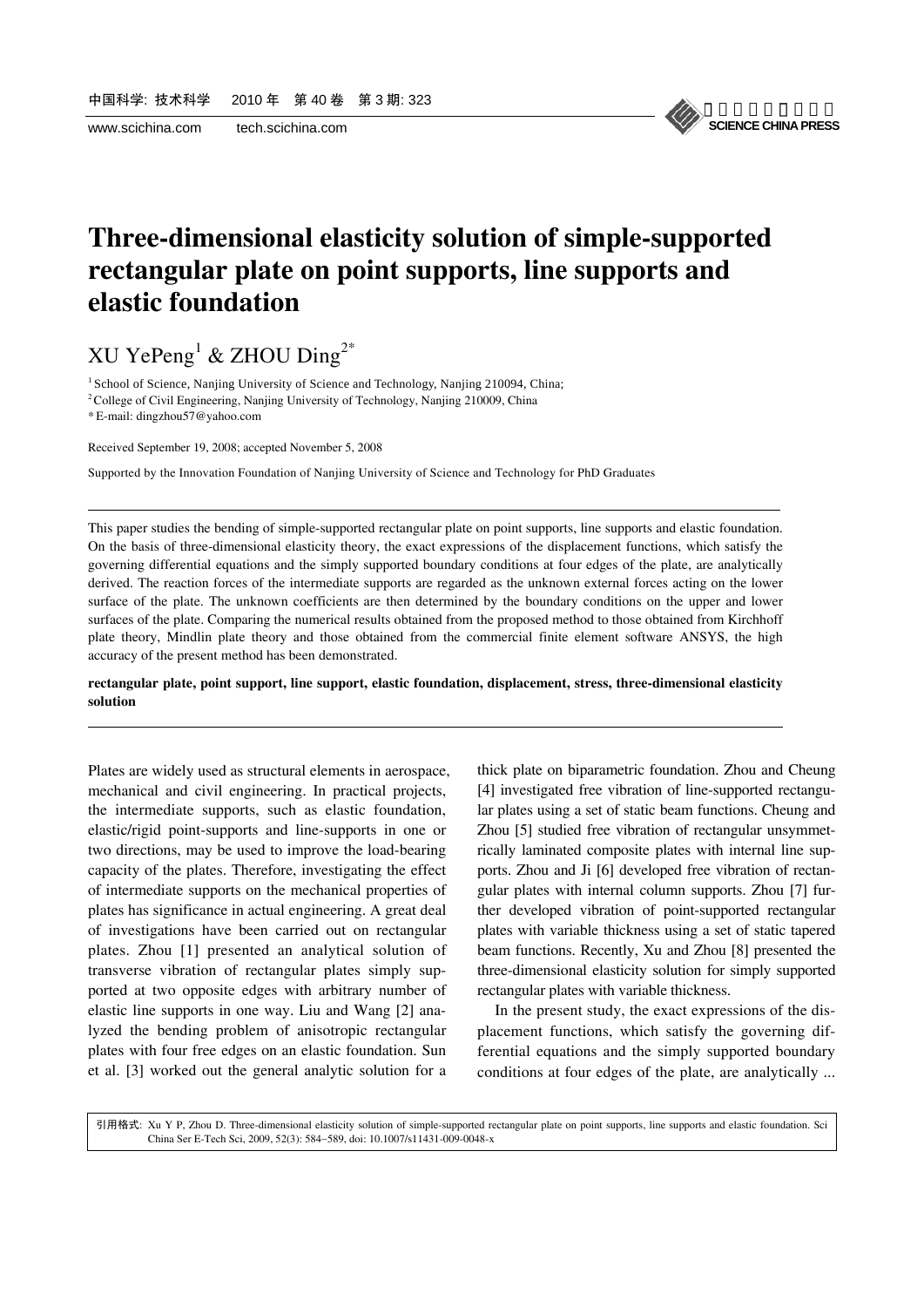# Three-dimensional elasticity solution of simple-supported rectangular plate on point supports, line supports and elastic foundation

XU YePeng[1] & ZHOU Ding[2*]

[1] School of Science, Nanjing University of Science and Technology, Nanjing 210094, China;

[2] College of Civil Engineering, Nanjing University of Technology, Nanjing 210009, China

* E-mail: dingzhou57@yahoo.com

Received September 19, 2008; accepted November 5, 2008

Supported by the Innovation Foundation of Nanjing University of Science and Technology for PhD Graduates

This paper studies the bending of simple-supported rectangular plate on point supports, line supports and elastic foundation. On the basis of three-dimensional elasticity theory, the exact expressions of the displacement functions, which satisfy the governing differential equations and the simply supported boundary conditions at four edges of the plate, are analytically derived. The reaction forces of the intermediate supports are regarded as the unknown external forces acting on the lower surface of the plate. The unknown coefficients are then determined by the boundary conditions on the upper and lower surfaces of the plate. Comparing the numerical results obtained from the proposed method to those obtained from Kirchhoff plate theory, Mindlin plate theory and those obtained from the commercial finite element software ANSYS, the high accuracy of the present method has been demonstrated.

**rectangular plate, point support, line support, elastic foundation, displacement, stress, three-dimensional elasticity solution**

Plates are widely used as structural elements in aerospace, mechanical and civil engineering. In practical projects, the intermediate supports, such as elastic foundation, elastic/rigid point-supports and line-supports in one or two directions, may be used to improve the load-bearing capacity of the plates. Therefore, investigating the effect of intermediate supports on the mechanical properties of plates has significance in actual engineering. A great deal of investigations have been carried out on rectangular plates. Zhou [1] presented an analytical solution of transverse vibration of rectangular plates simply supported at two opposite edges with arbitrary number of elastic line supports in one way. Liu and Wang [2] analyzed the bending problem of anisotropic rectangular plates with four free edges on an elastic foundation. Sun et al. [3] worked out the general analytic solution for a thick plate on biparametric foundation. Zhou and Cheung [4] investigated free vibration of line-supported rectangular plates using a set of static beam functions. Cheung and Zhou [5] studied free vibration of rectangular unsymmetrically laminated composite plates with internal line supports. Zhou and Ji [6] developed free vibration of rectangular plates with internal column supports. Zhou [7] further developed vibration of point-supported rectangular plates with variable thickness using a set of static tapered beam functions. Recently, Xu and Zhou [8] presented the three-dimensional elasticity solution for simply supported rectangular plates with variable thickness.

In the present study, the exact expressions of the displacement functions, which satisfy the governing differential equations and the simply supported boundary conditions at four edges of the plate, are analytically ...

引用格式: Xu Y P, Zhou D. Three-dimensional elasticity solution of simple-supported rectangular plate on point supports, line supports and elastic foundation. Sci China Ser E-Tech Sci, 2009, 52(3): 584–589, doi: 10.1007/s11431-009-0048-x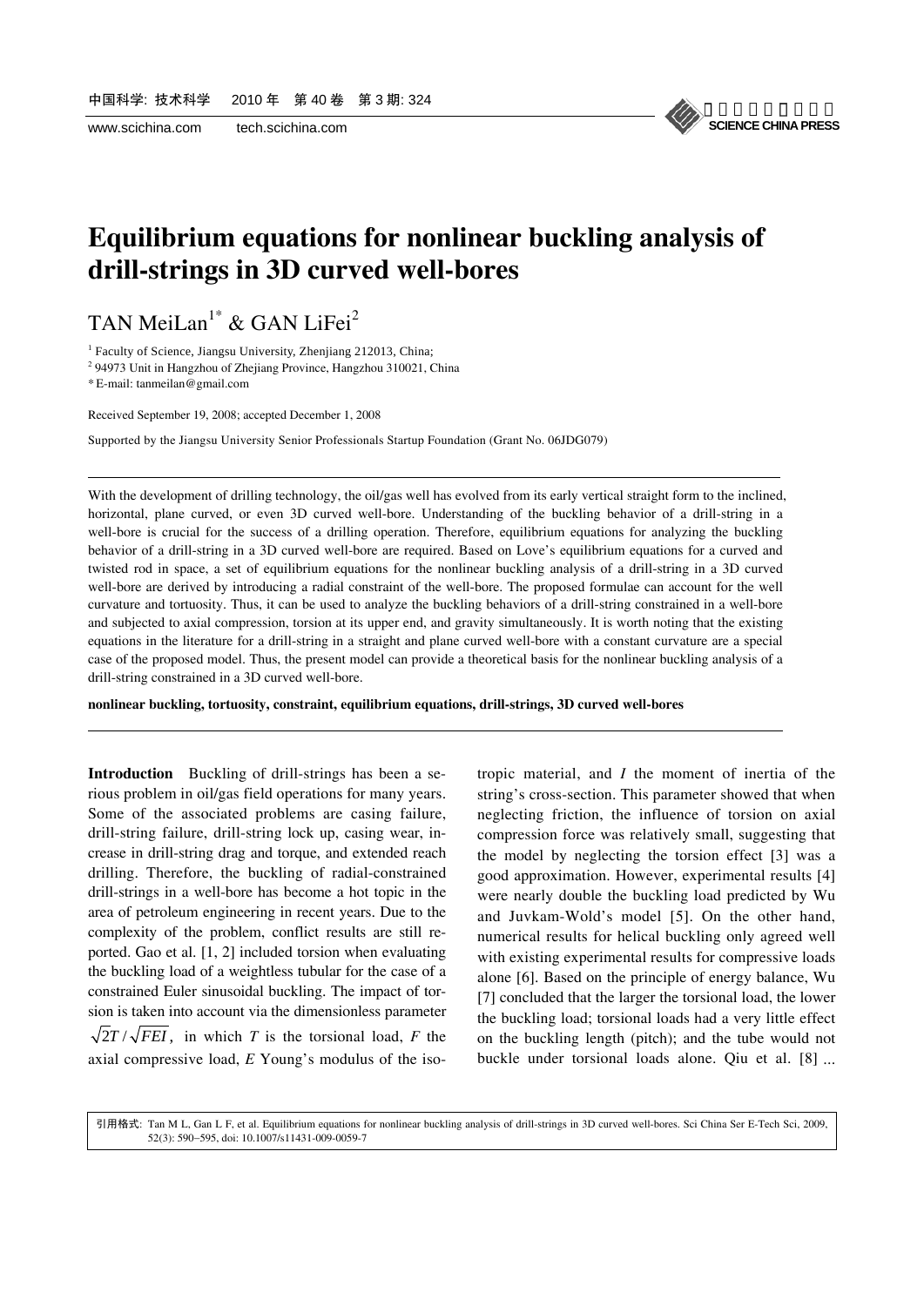# Equilibrium equations for nonlinear buckling analysis of drill-strings in 3D curved well-bores

TAN MeiLan[1*] & GAN LiFei[2]

[1] Faculty of Science, Jiangsu University, Zhenjiang 212013, China;
[2] 94973 Unit in Hangzhou of Zhejiang Province, Hangzhou 310021, China
* E-mail: tanmeilan@gmail.com

Received September 19, 2008; accepted December 1, 2008

Supported by the Jiangsu University Senior Professionals Startup Foundation (Grant No. 06JDG079)

---

With the development of drilling technology, the oil/gas well has evolved from its early vertical straight form to the inclined, horizontal, plane curved, or even 3D curved well-bore. Understanding of the buckling behavior of a drill-string in a well-bore is crucial for the success of a drilling operation. Therefore, equilibrium equations for analyzing the buckling behavior of a drill-string in a 3D curved well-bore are required. Based on Love's equilibrium equations for a curved and twisted rod in space, a set of equilibrium equations for the nonlinear buckling analysis of a drill-string in a 3D curved well-bore are derived by introducing a radial constraint of the well-bore. The proposed formulae can account for the well curvature and tortuosity. Thus, it can be used to analyze the buckling behaviors of a drill-string constrained in a well-bore and subjected to axial compression, torsion at its upper end, and gravity simultaneously. It is worth noting that the existing equations in the literature for a drill-string in a straight and plane curved well-bore with a constant curvature are a special case of the proposed model. Thus, the present model can provide a theoretical basis for the nonlinear buckling analysis of a drill-string constrained in a 3D curved well-bore.

**nonlinear buckling, tortuosity, constraint, equilibrium equations, drill-strings, 3D curved well-bores**

---

**Introduction** Buckling of drill-strings has been a serious problem in oil/gas field operations for many years. Some of the associated problems are casing failure, drill-string failure, drill-string lock up, casing wear, increase in drill-string drag and torque, and extended reach drilling. Therefore, the buckling of radial-constrained drill-strings in a well-bore has become a hot topic in the area of petroleum engineering in recent years. Due to the complexity of the problem, conflict results are still reported. Gao et al. [1, 2] included torsion when evaluating the buckling load of a weightless tubular for the case of a constrained Euler sinusoidal buckling. The impact of torsion is taken into account via the dimensionless parameter $\sqrt{2}T/\sqrt{FEI}$, in which $T$ is the torsional load, $F$ the axial compressive load, $E$ Young's modulus of the isotropic material, and $I$ the moment of inertia of the string's cross-section. This parameter showed that when neglecting friction, the influence of torsion on axial compression force was relatively small, suggesting that the model by neglecting the torsion effect [3] was a good approximation. However, experimental results [4] were nearly double the buckling load predicted by Wu and Juvkam-Wold's model [5]. On the other hand, numerical results for helical buckling only agreed well with existing experimental results for compressive loads alone [6]. Based on the principle of energy balance, Wu [7] concluded that the larger the torsional load, the lower the buckling load; torsional loads had a very little effect on the buckling length (pitch); and the tube would not buckle under torsional loads alone. Qiu et al. [8] ...

引用格式: Tan M L, Gan L F, et al. Equilibrium equations for nonlinear buckling analysis of drill-strings in 3D curved well-bores. Sci China Ser E-Tech Sci, 2009, 52(3): 590–595, doi: 10.1007/s11431-009-0059-7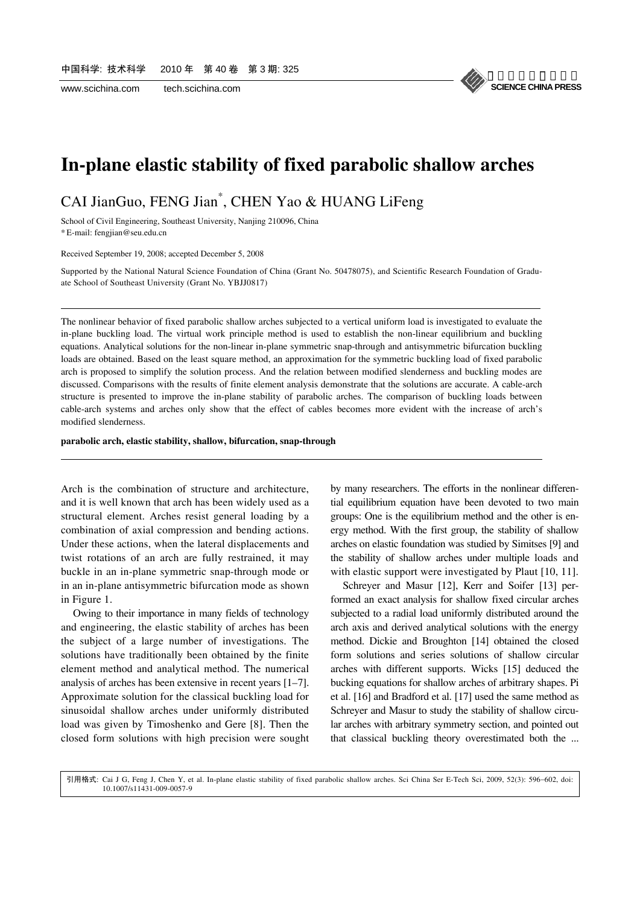# In-plane elastic stability of fixed parabolic shallow arches

CAI JianGuo, FENG Jian[*], CHEN Yao & HUANG LiFeng

School of Civil Engineering, Southeast University, Nanjing 210096, China
* E-mail: fengjian@seu.edu.cn

Received September 19, 2008; accepted December 5, 2008

Supported by the National Natural Science Foundation of China (Grant No. 50478075), and Scientific Research Foundation of Graduate School of Southeast University (Grant No. YBJJ0817)

---

The nonlinear behavior of fixed parabolic shallow arches subjected to a vertical uniform load is investigated to evaluate the in-plane buckling load. The virtual work principle method is used to establish the non-linear equilibrium and buckling equations. Analytical solutions for the non-linear in-plane symmetric snap-through and antisymmetric bifurcation buckling loads are obtained. Based on the least square method, an approximation for the symmetric buckling load of fixed parabolic arch is proposed to simplify the solution process. And the relation between modified slenderness and buckling modes are discussed. Comparisons with the results of finite element analysis demonstrate that the solutions are accurate. A cable-arch structure is presented to improve the in-plane stability of parabolic arches. The comparison of buckling loads between cable-arch systems and arches only show that the effect of cables becomes more evident with the increase of arch's modified slenderness.

**parabolic arch, elastic stability, shallow, bifurcation, snap-through**

---

Arch is the combination of structure and architecture, and it is well known that arch has been widely used as a structural element. Arches resist general loading by a combination of axial compression and bending actions. Under these actions, when the lateral displacements and twist rotations of an arch are fully restrained, it may buckle in an in-plane symmetric snap-through mode or in an in-plane antisymmetric bifurcation mode as shown in Figure 1.

Owing to their importance in many fields of technology and engineering, the elastic stability of arches has been the subject of a large number of investigations. The solutions have traditionally been obtained by the finite element method and analytical method. The numerical analysis of arches has been extensive in recent years [1–7]. Approximate solution for the classical buckling load for sinusoidal shallow arches under uniformly distributed load was given by Timoshenko and Gere [8]. Then the closed form solutions with high precision were sought by many researchers. The efforts in the nonlinear differential equilibrium equation have been devoted to two main groups: One is the equilibrium method and the other is energy method. With the first group, the stability of shallow arches on elastic foundation was studied by Simitses [9] and the stability of shallow arches under multiple loads and with elastic support were investigated by Plaut [10, 11].

Schreyer and Masur [12], Kerr and Soifer [13] performed an exact analysis for shallow fixed circular arches subjected to a radial load uniformly distributed around the arch axis and derived analytical solutions with the energy method. Dickie and Broughton [14] obtained the closed form solutions and series solutions of shallow circular arches with different supports. Wicks [15] deduced the bucking equations for shallow arches of arbitrary shapes. Pi et al. [16] and Bradford et al. [17] used the same method as Schreyer and Masur to study the stability of shallow circular arches with arbitrary symmetry section, and pointed out that classical buckling theory overestimated both the ...

引用格式: Cai J G, Feng J, Chen Y, et al. In-plane elastic stability of fixed parabolic shallow arches. Sci China Ser E-Tech Sci, 2009, 52(3): 596–602, doi: 10.1007/s11431-009-0057-9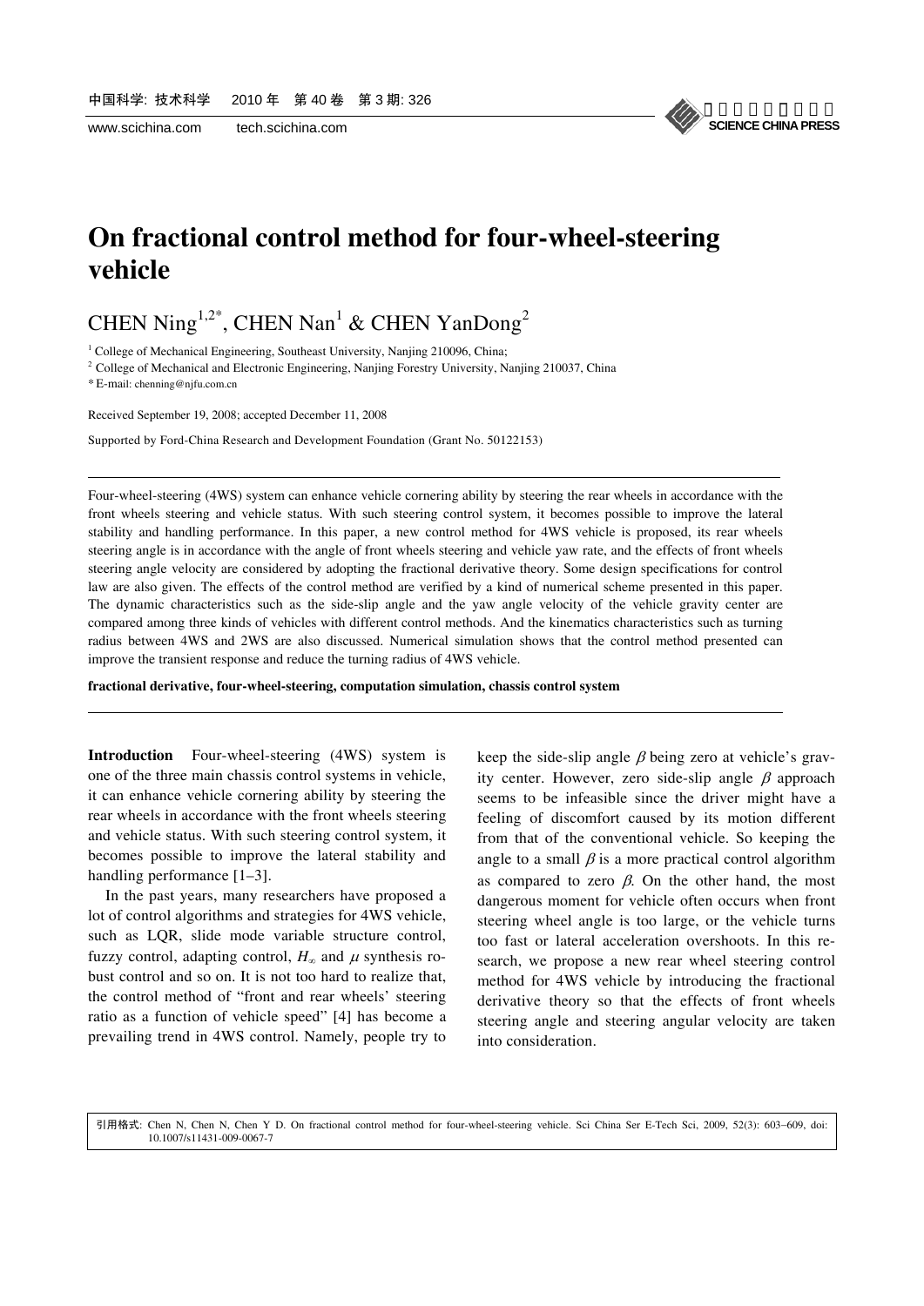# On fractional control method for four-wheel-steering vehicle

CHEN Ning[1,2*], CHEN Nan[1] & CHEN YanDong[2]

[1] College of Mechanical Engineering, Southeast University, Nanjing 210096, China;

[2] College of Mechanical and Electronic Engineering, Nanjing Forestry University, Nanjing 210037, China

\* E-mail: chenning@njfu.com.cn

Received September 19, 2008; accepted December 11, 2008

Supported by Ford-China Research and Development Foundation (Grant No. 50122153)

---

Four-wheel-steering (4WS) system can enhance vehicle cornering ability by steering the rear wheels in accordance with the front wheels steering and vehicle status. With such steering control system, it becomes possible to improve the lateral stability and handling performance. In this paper, a new control method for 4WS vehicle is proposed, its rear wheels steering angle is in accordance with the angle of front wheels steering and vehicle yaw rate, and the effects of front wheels steering angle velocity are considered by adopting the fractional derivative theory. Some design specifications for control law are also given. The effects of the control method are verified by a kind of numerical scheme presented in this paper. The dynamic characteristics such as the side-slip angle and the yaw angle velocity of the vehicle gravity center are compared among three kinds of vehicles with different control methods. And the kinematics characteristics such as turning radius between 4WS and 2WS are also discussed. Numerical simulation shows that the control method presented can improve the transient response and reduce the turning radius of 4WS vehicle.

**fractional derivative, four-wheel-steering, computation simulation, chassis control system**

---

**Introduction** Four-wheel-steering (4WS) system is one of the three main chassis control systems in vehicle, it can enhance vehicle cornering ability by steering the rear wheels in accordance with the front wheels steering and vehicle status. With such steering control system, it becomes possible to improve the lateral stability and handling performance [1–3].

In the past years, many researchers have proposed a lot of control algorithms and strategies for 4WS vehicle, such as LQR, slide mode variable structure control, fuzzy control, adapting control, $H_\infty$ and $\mu$ synthesis robust control and so on. It is not too hard to realize that, the control method of "front and rear wheels' steering ratio as a function of vehicle speed" [4] has become a prevailing trend in 4WS control. Namely, people try to keep the side-slip angle $\beta$ being zero at vehicle's gravity center. However, zero side-slip angle $\beta$ approach seems to be infeasible since the driver might have a feeling of discomfort caused by its motion different from that of the conventional vehicle. So keeping the angle to a small $\beta$ is a more practical control algorithm as compared to zero $\beta$. On the other hand, the most dangerous moment for vehicle often occurs when front steering wheel angle is too large, or the vehicle turns too fast or lateral acceleration overshoots. In this research, we propose a new rear wheel steering control method for 4WS vehicle by introducing the fractional derivative theory so that the effects of front wheels steering angle and steering angular velocity are taken into consideration.

引用格式: Chen N, Chen N, Chen Y D. On fractional control method for four-wheel-steering vehicle. Sci China Ser E-Tech Sci, 2009, 52(3): 603−609, doi: 10.1007/s11431-009-0067-7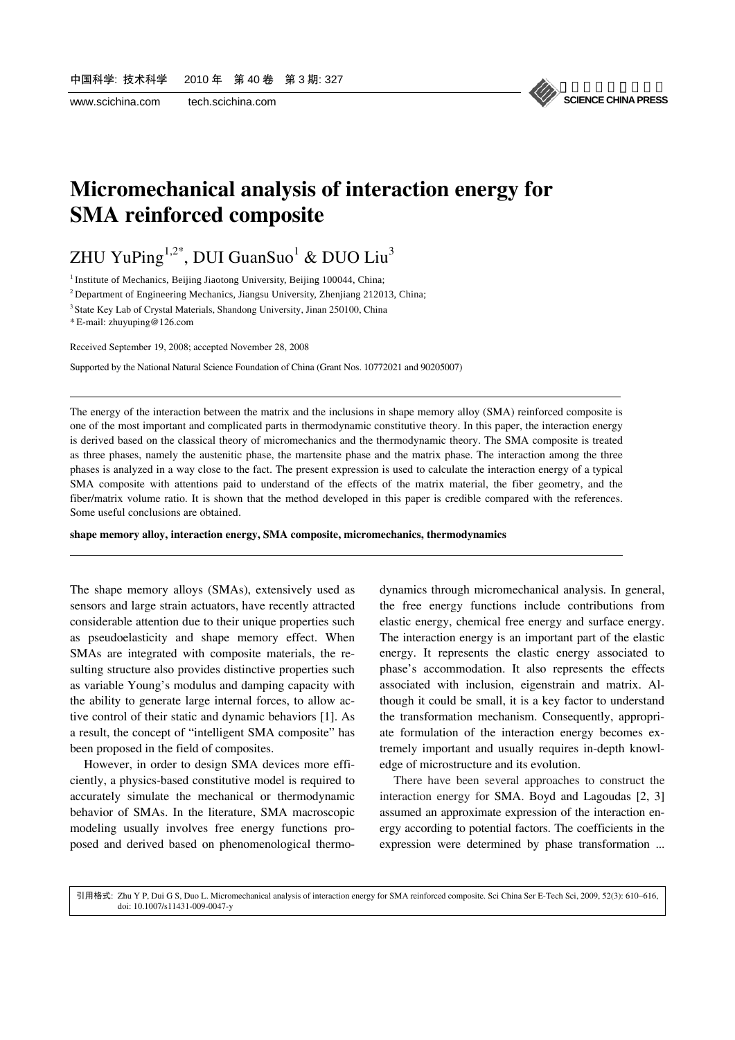# Micromechanical analysis of interaction energy for SMA reinforced composite

ZHU YuPing[1,2*], DUI GuanSuo[1] & DUO Liu[3]

[1] Institute of Mechanics, Beijing Jiaotong University, Beijing 100044, China;

[2] Department of Engineering Mechanics, Jiangsu University, Zhenjiang 212013, China;

[3] State Key Lab of Crystal Materials, Shandong University, Jinan 250100, China

* E-mail: zhuyuping@126.com

Received September 19, 2008; accepted November 28, 2008

Supported by the National Natural Science Foundation of China (Grant Nos. 10772021 and 90205007)

---

The energy of the interaction between the matrix and the inclusions in shape memory alloy (SMA) reinforced composite is one of the most important and complicated parts in thermodynamic constitutive theory. In this paper, the interaction energy is derived based on the classical theory of micromechanics and the thermodynamic theory. The SMA composite is treated as three phases, namely the austenitic phase, the martensite phase and the matrix phase. The interaction among the three phases is analyzed in a way close to the fact. The present expression is used to calculate the interaction energy of a typical SMA composite with attentions paid to understand of the effects of the matrix material, the fiber geometry, and the fiber/matrix volume ratio. It is shown that the method developed in this paper is credible compared with the references. Some useful conclusions are obtained.

**shape memory alloy, interaction energy, SMA composite, micromechanics, thermodynamics**

---

The shape memory alloys (SMAs), extensively used as sensors and large strain actuators, have recently attracted considerable attention due to their unique properties such as pseudoelasticity and shape memory effect. When SMAs are integrated with composite materials, the resulting structure also provides distinctive properties such as variable Young's modulus and damping capacity with the ability to generate large internal forces, to allow active control of their static and dynamic behaviors [1]. As a result, the concept of "intelligent SMA composite" has been proposed in the field of composites.

However, in order to design SMA devices more efficiently, a physics-based constitutive model is required to accurately simulate the mechanical or thermodynamic behavior of SMAs. In the literature, SMA macroscopic modeling usually involves free energy functions proposed and derived based on phenomenological thermodynamics through micromechanical analysis. In general, the free energy functions include contributions from elastic energy, chemical free energy and surface energy. The interaction energy is an important part of the elastic energy. It represents the elastic energy associated to phase's accommodation. It also represents the effects associated with inclusion, eigenstrain and matrix. Although it could be small, it is a key factor to understand the transformation mechanism. Consequently, appropriate formulation of the interaction energy becomes extremely important and usually requires in-depth knowledge of microstructure and its evolution.

There have been several approaches to construct the interaction energy for SMA. Boyd and Lagoudas [2, 3] assumed an approximate expression of the interaction energy according to potential factors. The coefficients in the expression were determined by phase transformation ...

引用格式: Zhu Y P, Dui G S, Duo L. Micromechanical analysis of interaction energy for SMA reinforced composite. Sci China Ser E-Tech Sci, 2009, 52(3): 610–616, doi: 10.1007/s11431-009-0047-y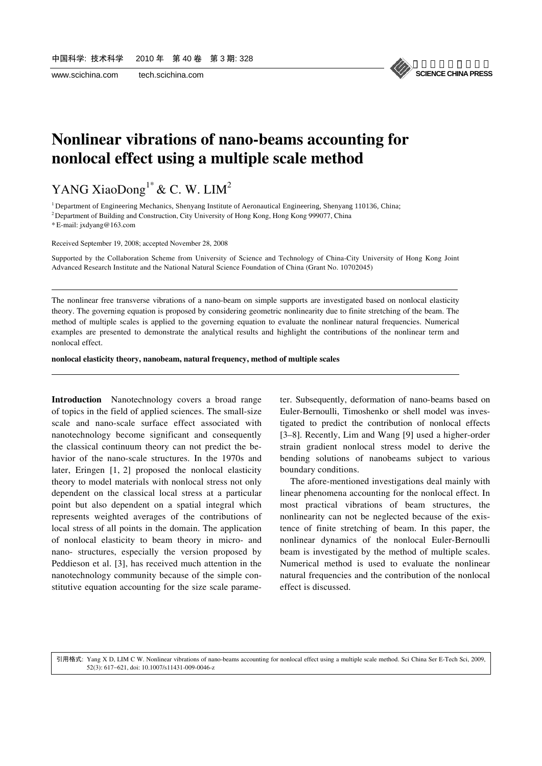# Nonlinear vibrations of nano-beams accounting for nonlocal effect using a multiple scale method

YANG XiaoDong[1*] & C. W. LIM[2]

[1] Department of Engineering Mechanics, Shenyang Institute of Aeronautical Engineering, Shenyang 110136, China;

[2] Department of Building and Construction, City University of Hong Kong, Hong Kong 999077, China

* E-mail: jxdyang@163.com

Received September 19, 2008; accepted November 28, 2008

Supported by the Collaboration Scheme from University of Science and Technology of China-City University of Hong Kong Joint Advanced Research Institute and the National Natural Science Foundation of China (Grant No. 10702045)

---

The nonlinear free transverse vibrations of a nano-beam on simple supports are investigated based on nonlocal elasticity theory. The governing equation is proposed by considering geometric nonlinearity due to finite stretching of the beam. The method of multiple scales is applied to the governing equation to evaluate the nonlinear natural frequencies. Numerical examples are presented to demonstrate the analytical results and highlight the contributions of the nonlinear term and nonlocal effect.

**nonlocal elasticity theory, nanobeam, natural frequency, method of multiple scales**

---

**Introduction** Nanotechnology covers a broad range of topics in the field of applied sciences. The small-size scale and nano-scale surface effect associated with nanotechnology become significant and consequently the classical continuum theory can not predict the behavior of the nano-scale structures. In the 1970s and later, Eringen [1, 2] proposed the nonlocal elasticity theory to model materials with nonlocal stress not only dependent on the classical local stress at a particular point but also dependent on a spatial integral which represents weighted averages of the contributions of local stress of all points in the domain. The application of nonlocal elasticity to beam theory in micro- and nano- structures, especially the version proposed by Peddieson et al. [3], has received much attention in the nanotechnology community because of the simple constitutive equation accounting for the size scale parameter. Subsequently, deformation of nano-beams based on Euler-Bernoulli, Timoshenko or shell model was investigated to predict the contribution of nonlocal effects [3–8]. Recently, Lim and Wang [9] used a higher-order strain gradient nonlocal stress model to derive the bending solutions of nanobeams subject to various boundary conditions.

The afore-mentioned investigations deal mainly with linear phenomena accounting for the nonlocal effect. In most practical vibrations of beam structures, the nonlinearity can not be neglected because of the existence of finite stretching of beam. In this paper, the nonlinear dynamics of the nonlocal Euler-Bernoulli beam is investigated by the method of multiple scales. Numerical method is used to evaluate the nonlinear natural frequencies and the contribution of the nonlocal effect is discussed.

引用格式: Yang X D, LIM C W. Nonlinear vibrations of nano-beams accounting for nonlocal effect using a multiple scale method. Sci China Ser E-Tech Sci, 2009, 52(3): 617–621, doi: 10.1007/s11431-009-0046-z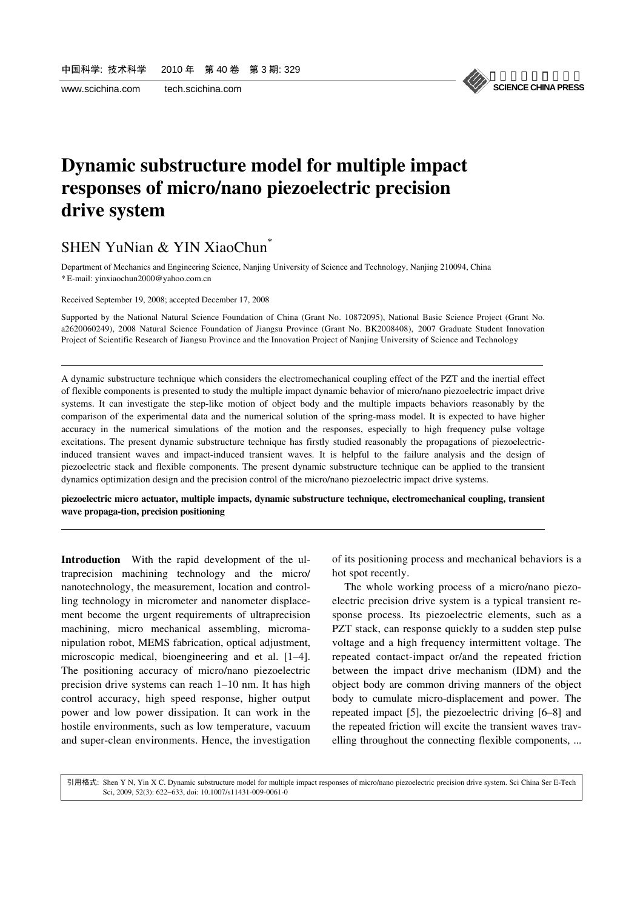# Dynamic substructure model for multiple impact responses of micro/nano piezoelectric precision drive system

SHEN YuNian & YIN XiaoChun[*]

Department of Mechanics and Engineering Science, Nanjing University of Science and Technology, Nanjing 210094, China
* E-mail: yinxiaochun2000@yahoo.com.cn

Received September 19, 2008; accepted December 17, 2008

Supported by the National Natural Science Foundation of China (Grant No. 10872095), National Basic Science Project (Grant No. a2620060249), 2008 Natural Science Foundation of Jiangsu Province (Grant No. BK2008408), 2007 Graduate Student Innovation Project of Scientific Research of Jiangsu Province and the Innovation Project of Nanjing University of Science and Technology

---

A dynamic substructure technique which considers the electromechanical coupling effect of the PZT and the inertial effect of flexible components is presented to study the multiple impact dynamic behavior of micro/nano piezoelectric impact drive systems. It can investigate the step-like motion of object body and the multiple impacts behaviors reasonably by the comparison of the experimental data and the numerical solution of the spring-mass model. It is expected to have higher accuracy in the numerical simulations of the motion and the responses, especially to high frequency pulse voltage excitations. The present dynamic substructure technique has firstly studied reasonably the propagations of piezoelectric-induced transient waves and impact-induced transient waves. It is helpful to the failure analysis and the design of piezoelectric stack and flexible components. The present dynamic substructure technique can be applied to the transient dynamics optimization design and the precision control of the micro/nano piezoelectric impact drive systems.

**piezoelectric micro actuator, multiple impacts, dynamic substructure technique, electromechanical coupling, transient wave propaga-tion, precision positioning**

---

**Introduction** With the rapid development of the ultraprecision machining technology and the micro/ nanotechnology, the measurement, location and controlling technology in micrometer and nanometer displacement become the urgent requirements of ultraprecision machining, micro mechanical assembling, micromanipulation robot, MEMS fabrication, optical adjustment, microscopic medical, bioengineering and et al. [1–4]. The positioning accuracy of micro/nano piezoelectric precision drive systems can reach 1–10 nm. It has high control accuracy, high speed response, higher output power and low power dissipation. It can work in the hostile environments, such as low temperature, vacuum and super-clean environments. Hence, the investigation of its positioning process and mechanical behaviors is a hot spot recently.

The whole working process of a micro/nano piezoelectric precision drive system is a typical transient response process. Its piezoelectric elements, such as a PZT stack, can response quickly to a sudden step pulse voltage and a high frequency intermittent voltage. The repeated contact-impact or/and the repeated friction between the impact drive mechanism (IDM) and the object body are common driving manners of the object body to cumulate micro-displacement and power. The repeated impact [5], the piezoelectric driving [6–8] and the repeated friction will excite the transient waves travelling throughout the connecting flexible components, ...

引用格式: Shen Y N, Yin X C. Dynamic substructure model for multiple impact responses of micro/nano piezoelectric precision drive system. Sci China Ser E-Tech Sci, 2009, 52(3): 622–633, doi: 10.1007/s11431-009-0061-0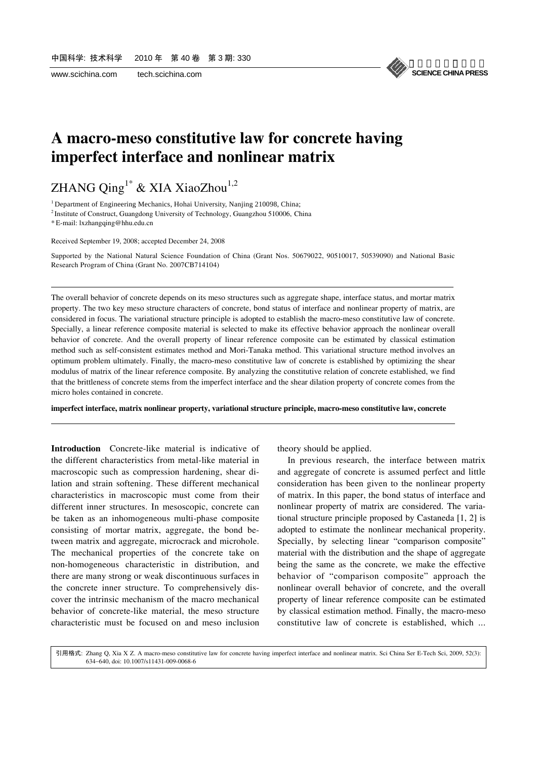# A macro-meso constitutive law for concrete having imperfect interface and nonlinear matrix

ZHANG Qing[1*] & XIA XiaoZhou[1,2]

[1] Department of Engineering Mechanics, Hohai University, Nanjing 210098, China;
[2] Institute of Construct, Guangdong University of Technology, Guangzhou 510006, China
* E-mail: lxzhangqing@hhu.edu.cn

Received September 19, 2008; accepted December 24, 2008

Supported by the National Natural Science Foundation of China (Grant Nos. 50679022, 90510017, 50539090) and National Basic Research Program of China (Grant No. 2007CB714104)

---

The overall behavior of concrete depends on its meso structures such as aggregate shape, interface status, and mortar matrix property. The two key meso structure characters of concrete, bond status of interface and nonlinear property of matrix, are considered in focus. The variational structure principle is adopted to establish the macro-meso constitutive law of concrete. Specially, a linear reference composite material is selected to make its effective behavior approach the nonlinear overall behavior of concrete. And the overall property of linear reference composite can be estimated by classical estimation method such as self-consistent estimates method and Mori-Tanaka method. This variational structure method involves an optimum problem ultimately. Finally, the macro-meso constitutive law of concrete is established by optimizing the shear modulus of matrix of the linear reference composite. By analyzing the constitutive relation of concrete established, we find that the brittleness of concrete stems from the imperfect interface and the shear dilation property of concrete comes from the micro holes contained in concrete.

**imperfect interface, matrix nonlinear property, variational structure principle, macro-meso constitutive law, concrete**

---

**Introduction** Concrete-like material is indicative of the different characteristics from metal-like material in macroscopic such as compression hardening, shear dilation and strain softening. These different mechanical characteristics in macroscopic must come from their different inner structures. In mesoscopic, concrete can be taken as an inhomogeneous multi-phase composite consisting of mortar matrix, aggregate, the bond between matrix and aggregate, microcrack and microhole. The mechanical properties of the concrete take on non-homogeneous characteristic in distribution, and there are many strong or weak discontinuous surfaces in the concrete inner structure. To comprehensively discover the intrinsic mechanism of the macro mechanical behavior of concrete-like material, the meso structure characteristic must be focused on and meso inclusion theory should be applied.

In previous research, the interface between matrix and aggregate of concrete is assumed perfect and little consideration has been given to the nonlinear property of matrix. In this paper, the bond status of interface and nonlinear property of matrix are considered. The variational structure principle proposed by Castaneda [1, 2] is adopted to estimate the nonlinear mechanical properity. Specially, by selecting linear "comparison composite" material with the distribution and the shape of aggregate being the same as the concrete, we make the effective behavior of "comparison composite" approach the nonlinear overall behavior of concrete, and the overall property of linear reference composite can be estimated by classical estimation method. Finally, the macro-meso constitutive law of concrete is established, which ...

引用格式: Zhang Q, Xia X Z. A macro-meso constitutive law for concrete having imperfect interface and nonlinear matrix. Sci China Ser E-Tech Sci, 2009, 52(3): 634–640, doi: 10.1007/s11431-009-0068-6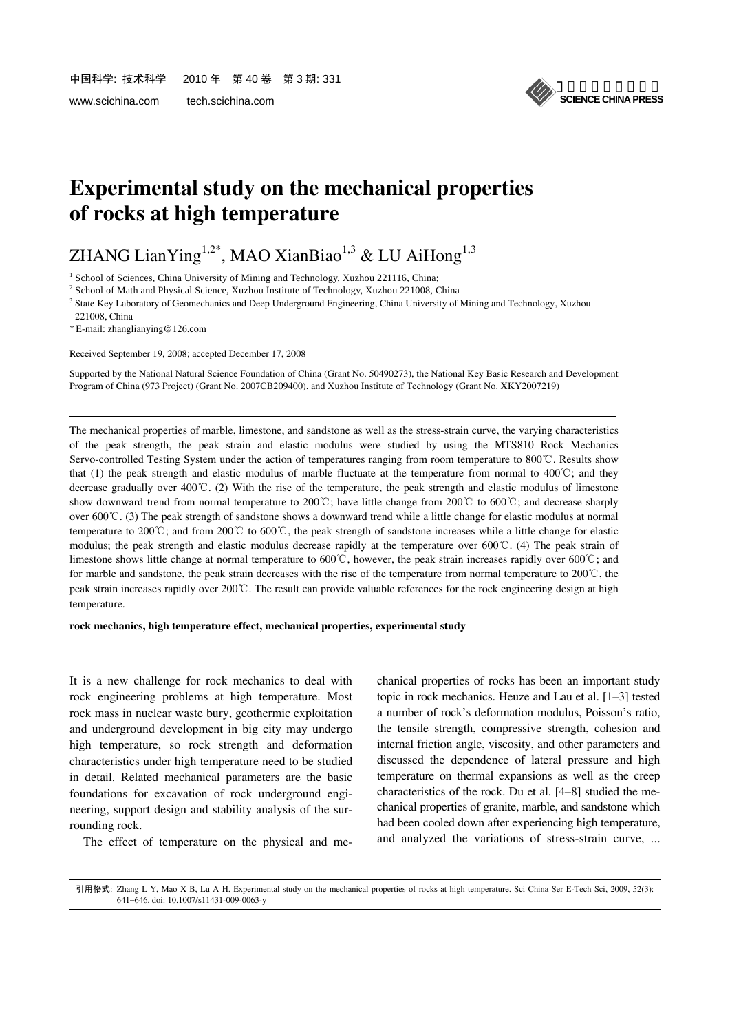# Experimental study on the mechanical properties of rocks at high temperature

ZHANG LianYing[1,2*], MAO XianBiao[1,3] & LU AiHong[1,3]

[1] School of Sciences, China University of Mining and Technology, Xuzhou 221116, China;
[2] School of Math and Physical Science, Xuzhou Institute of Technology, Xuzhou 221008, China
[3] State Key Laboratory of Geomechanics and Deep Underground Engineering, China University of Mining and Technology, Xuzhou 221008, China
* E-mail: zhanglianying@126.com

Received September 19, 2008; accepted December 17, 2008

Supported by the National Natural Science Foundation of China (Grant No. 50490273), the National Key Basic Research and Development Program of China (973 Project) (Grant No. 2007CB209400), and Xuzhou Institute of Technology (Grant No. XKY2007219)

---

The mechanical properties of marble, limestone, and sandstone as well as the stress-strain curve, the varying characteristics of the peak strength, the peak strain and elastic modulus were studied by using the MTS810 Rock Mechanics Servo-controlled Testing System under the action of temperatures ranging from room temperature to 800℃. Results show that (1) the peak strength and elastic modulus of marble fluctuate at the temperature from normal to 400℃; and they decrease gradually over 400℃. (2) With the rise of the temperature, the peak strength and elastic modulus of limestone show downward trend from normal temperature to 200℃; have little change from 200℃ to 600℃; and decrease sharply over 600℃. (3) The peak strength of sandstone shows a downward trend while a little change for elastic modulus at normal temperature to 200℃; and from 200℃ to 600℃, the peak strength of sandstone increases while a little change for elastic modulus; the peak strength and elastic modulus decrease rapidly at the temperature over 600℃. (4) The peak strain of limestone shows little change at normal temperature to 600℃, however, the peak strain increases rapidly over 600℃; and for marble and sandstone, the peak strain decreases with the rise of the temperature from normal temperature to 200℃, the peak strain increases rapidly over 200℃. The result can provide valuable references for the rock engineering design at high temperature.

**rock mechanics, high temperature effect, mechanical properties, experimental study**

---

It is a new challenge for rock mechanics to deal with rock engineering problems at high temperature. Most rock mass in nuclear waste bury, geothermic exploitation and underground development in big city may undergo high temperature, so rock strength and deformation characteristics under high temperature need to be studied in detail. Related mechanical parameters are the basic foundations for excavation of rock underground engineering, support design and stability analysis of the surrounding rock.

The effect of temperature on the physical and mechanical properties of rocks has been an important study topic in rock mechanics. Heuze and Lau et al. [1–3] tested a number of rock's deformation modulus, Poisson's ratio, the tensile strength, compressive strength, cohesion and internal friction angle, viscosity, and other parameters and discussed the dependence of lateral pressure and high temperature on thermal expansions as well as the creep characteristics of the rock. Du et al. [4–8] studied the mechanical properties of granite, marble, and sandstone which had been cooled down after experiencing high temperature, and analyzed the variations of stress-strain curve, ...

引用格式: Zhang L Y, Mao X B, Lu A H. Experimental study on the mechanical properties of rocks at high temperature. Sci China Ser E-Tech Sci, 2009, 52(3): 641–646, doi: 10.1007/s11431-009-0063-y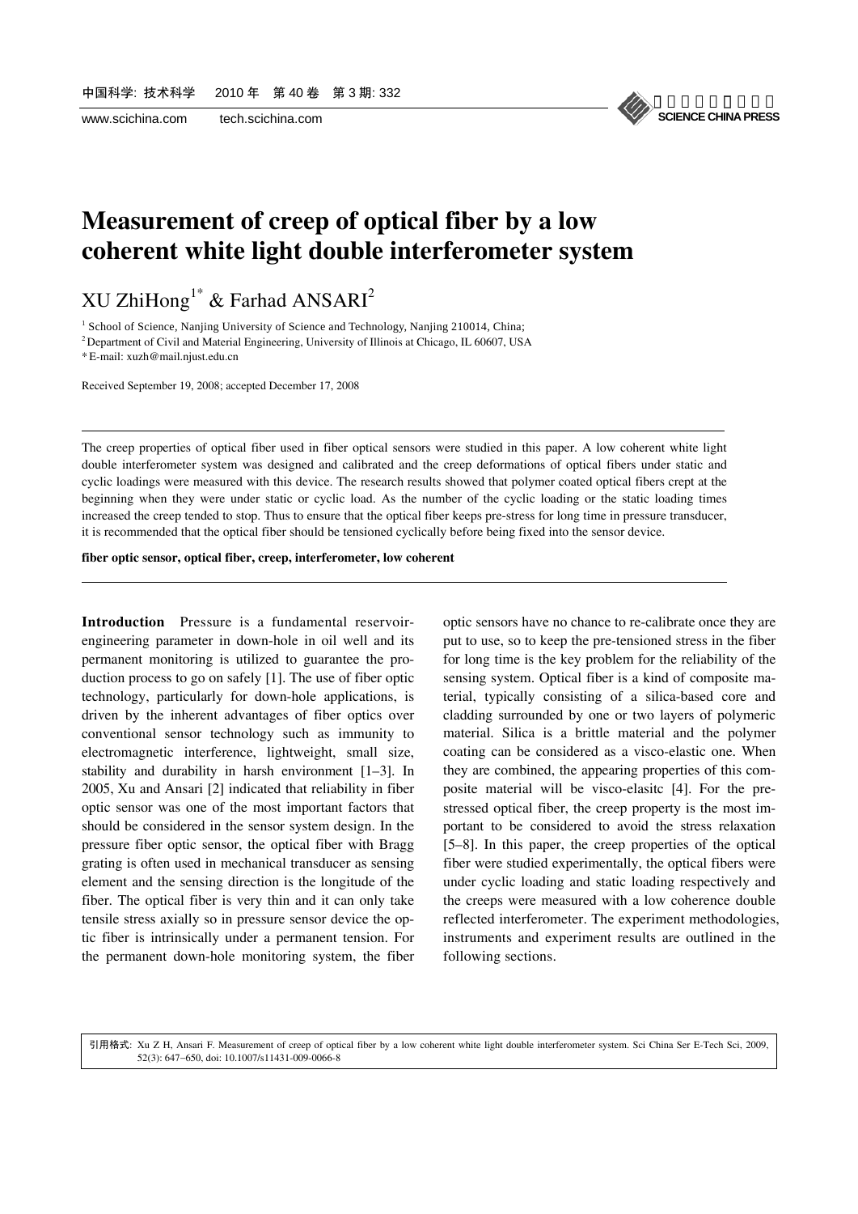# Measurement of creep of optical fiber by a low coherent white light double interferometer system

XU ZhiHong[1*] & Farhad ANSARI[2]

[1] School of Science, Nanjing University of Science and Technology, Nanjing 210014, China;

[2] Department of Civil and Material Engineering, University of Illinois at Chicago, IL 60607, USA

* E-mail: xuzh@mail.njust.edu.cn

Received September 19, 2008; accepted December 17, 2008

---

The creep properties of optical fiber used in fiber optical sensors were studied in this paper. A low coherent white light double interferometer system was designed and calibrated and the creep deformations of optical fibers under static and cyclic loadings were measured with this device. The research results showed that polymer coated optical fibers crept at the beginning when they were under static or cyclic load. As the number of the cyclic loading or the static loading times increased the creep tended to stop. Thus to ensure that the optical fiber keeps pre-stress for long time in pressure transducer, it is recommended that the optical fiber should be tensioned cyclically before being fixed into the sensor device.

**fiber optic sensor, optical fiber, creep, interferometer, low coherent**

---

**Introduction** Pressure is a fundamental reservoir-engineering parameter in down-hole in oil well and its permanent monitoring is utilized to guarantee the production process to go on safely [1]. The use of fiber optic technology, particularly for down-hole applications, is driven by the inherent advantages of fiber optics over conventional sensor technology such as immunity to electromagnetic interference, lightweight, small size, stability and durability in harsh environment [1–3]. In 2005, Xu and Ansari [2] indicated that reliability in fiber optic sensor was one of the most important factors that should be considered in the sensor system design. In the pressure fiber optic sensor, the optical fiber with Bragg grating is often used in mechanical transducer as sensing element and the sensing direction is the longitude of the fiber. The optical fiber is very thin and it can only take tensile stress axially so in pressure sensor device the optic fiber is intrinsically under a permanent tension. For the permanent down-hole monitoring system, the fiber optic sensors have no chance to re-calibrate once they are put to use, so to keep the pre-tensioned stress in the fiber for long time is the key problem for the reliability of the sensing system. Optical fiber is a kind of composite material, typically consisting of a silica-based core and cladding surrounded by one or two layers of polymeric material. Silica is a brittle material and the polymer coating can be considered as a visco-elastic one. When they are combined, the appearing properties of this composite material will be visco-elasitc [4]. For the pre-stressed optical fiber, the creep property is the most important to be considered to avoid the stress relaxation [5–8]. In this paper, the creep properties of the optical fiber were studied experimentally, the optical fibers were under cyclic loading and static loading respectively and the creeps were measured with a low coherence double reflected interferometer. The experiment methodologies, instruments and experiment results are outlined in the following sections.

引用格式: Xu Z H, Ansari F. Measurement of creep of optical fiber by a low coherent white light double interferometer system. Sci China Ser E-Tech Sci, 2009, 52(3): 647−650, doi: 10.1007/s11431-009-0066-8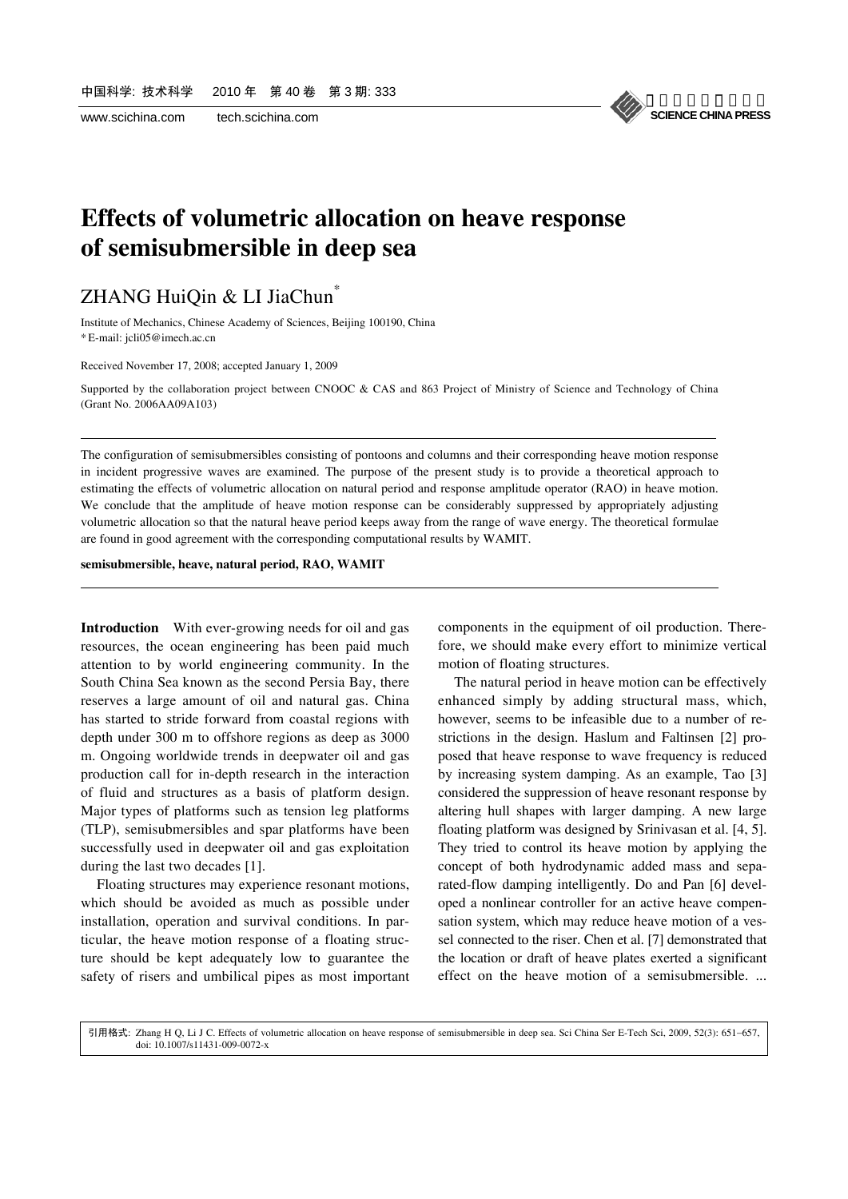# Effects of volumetric allocation on heave response of semisubmersible in deep sea

ZHANG HuiQin & LI JiaChun*

Institute of Mechanics, Chinese Academy of Sciences, Beijing 100190, China
* E-mail: jcli05@imech.ac.cn

Received November 17, 2008; accepted January 1, 2009

Supported by the collaboration project between CNOOC & CAS and 863 Project of Ministry of Science and Technology of China (Grant No. 2006AA09A103)

---

The configuration of semisubmersibles consisting of pontoons and columns and their corresponding heave motion response in incident progressive waves are examined. The purpose of the present study is to provide a theoretical approach to estimating the effects of volumetric allocation on natural period and response amplitude operator (RAO) in heave motion. We conclude that the amplitude of heave motion response can be considerably suppressed by appropriately adjusting volumetric allocation so that the natural heave period keeps away from the range of wave energy. The theoretical formulae are found in good agreement with the corresponding computational results by WAMIT.

**semisubmersible, heave, natural period, RAO, WAMIT**

---

**Introduction** With ever-growing needs for oil and gas resources, the ocean engineering has been paid much attention to by world engineering community. In the South China Sea known as the second Persia Bay, there reserves a large amount of oil and natural gas. China has started to stride forward from coastal regions with depth under 300 m to offshore regions as deep as 3000 m. Ongoing worldwide trends in deepwater oil and gas production call for in-depth research in the interaction of fluid and structures as a basis of platform design. Major types of platforms such as tension leg platforms (TLP), semisubmersibles and spar platforms have been successfully used in deepwater oil and gas exploitation during the last two decades [1].

Floating structures may experience resonant motions, which should be avoided as much as possible under installation, operation and survival conditions. In particular, the heave motion response of a floating structure should be kept adequately low to guarantee the safety of risers and umbilical pipes as most important components in the equipment of oil production. Therefore, we should make every effort to minimize vertical motion of floating structures.

The natural period in heave motion can be effectively enhanced simply by adding structural mass, which, however, seems to be infeasible due to a number of restrictions in the design. Haslum and Faltinsen [2] proposed that heave response to wave frequency is reduced by increasing system damping. As an example, Tao [3] considered the suppression of heave resonant response by altering hull shapes with larger damping. A new large floating platform was designed by Srinivasan et al. [4, 5]. They tried to control its heave motion by applying the concept of both hydrodynamic added mass and separated-flow damping intelligently. Do and Pan [6] developed a nonlinear controller for an active heave compensation system, which may reduce heave motion of a vessel connected to the riser. Chen et al. [7] demonstrated that the location or draft of heave plates exerted a significant effect on the heave motion of a semisubmersible. ...

引用格式: Zhang H Q, Li J C. Effects of volumetric allocation on heave response of semisubmersible in deep sea. Sci China Ser E-Tech Sci, 2009, 52(3): 651–657, doi: 10.1007/s11431-009-0072-x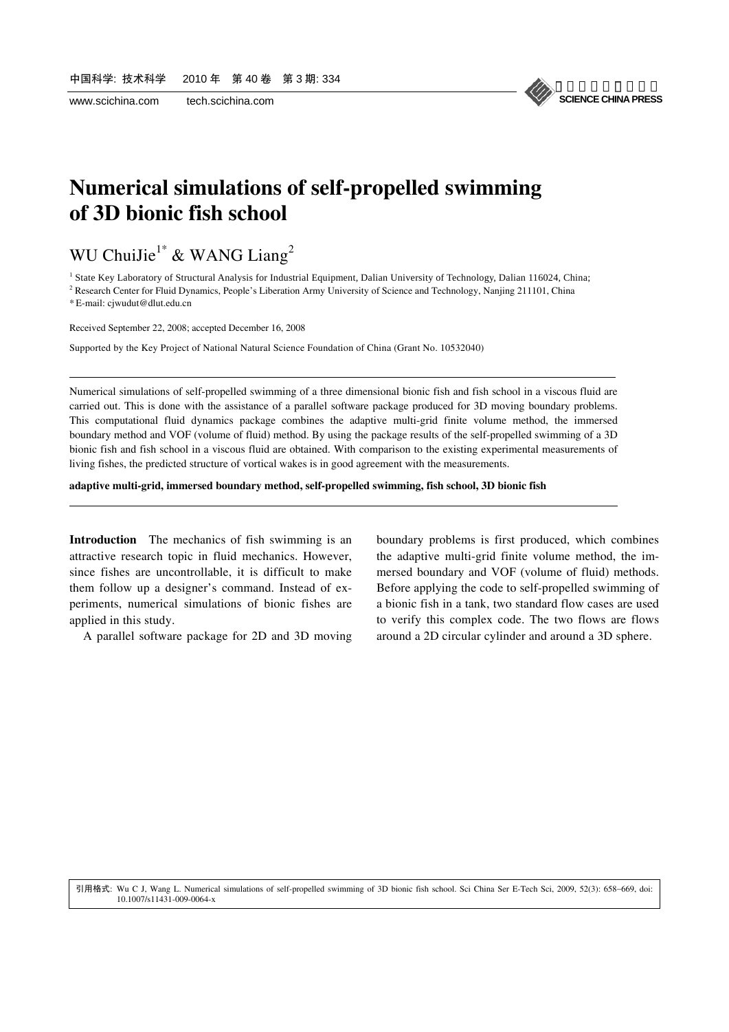# Numerical simulations of self-propelled swimming of 3D bionic fish school

WU ChuiJie[1*] & WANG Liang[2]

[1] State Key Laboratory of Structural Analysis for Industrial Equipment, Dalian University of Technology, Dalian 116024, China;

[2] Research Center for Fluid Dynamics, People's Liberation Army University of Science and Technology, Nanjing 211101, China

* E-mail: cjwudut@dlut.edu.cn

Received September 22, 2008; accepted December 16, 2008

Supported by the Key Project of National Natural Science Foundation of China (Grant No. 10532040)

---

Numerical simulations of self-propelled swimming of a three dimensional bionic fish and fish school in a viscous fluid are carried out. This is done with the assistance of a parallel software package produced for 3D moving boundary problems. This computational fluid dynamics package combines the adaptive multi-grid finite volume method, the immersed boundary method and VOF (volume of fluid) method. By using the package results of the self-propelled swimming of a 3D bionic fish and fish school in a viscous fluid are obtained. With comparison to the existing experimental measurements of living fishes, the predicted structure of vortical wakes is in good agreement with the measurements.

**adaptive multi-grid, immersed boundary method, self-propelled swimming, fish school, 3D bionic fish**

---

**Introduction** The mechanics of fish swimming is an attractive research topic in fluid mechanics. However, since fishes are uncontrollable, it is difficult to make them follow up a designer's command. Instead of experiments, numerical simulations of bionic fishes are applied in this study.

A parallel software package for 2D and 3D moving boundary problems is first produced, which combines the adaptive multi-grid finite volume method, the immersed boundary and VOF (volume of fluid) methods. Before applying the code to self-propelled swimming of a bionic fish in a tank, two standard flow cases are used to verify this complex code. The two flows are flows around a 2D circular cylinder and around a 3D sphere.

引用格式: Wu C J, Wang L. Numerical simulations of self-propelled swimming of 3D bionic fish school. Sci China Ser E-Tech Sci, 2009, 52(3): 658−669, doi: 10.1007/s11431-009-0064-x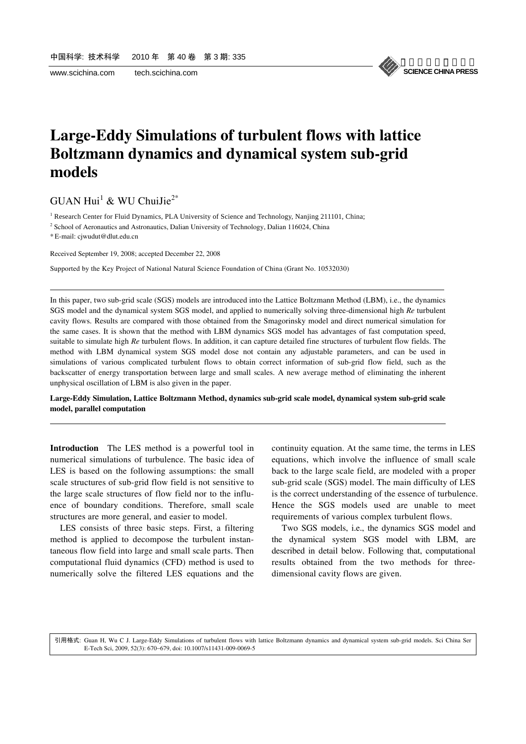# Large-Eddy Simulations of turbulent flows with lattice Boltzmann dynamics and dynamical system sub-grid models

GUAN Hui[1] & WU ChuiJie[2*]

[1] Research Center for Fluid Dynamics, PLA University of Science and Technology, Nanjing 211101, China;

[2] School of Aeronautics and Astronautics, Dalian University of Technology, Dalian 116024, China

* E-mail: cjwudut@dlut.edu.cn

Received September 19, 2008; accepted December 22, 2008

Supported by the Key Project of National Natural Science Foundation of China (Grant No. 10532030)

---

In this paper, two sub-grid scale (SGS) models are introduced into the Lattice Boltzmann Method (LBM), i.e., the dynamics SGS model and the dynamical system SGS model, and applied to numerically solving three-dimensional high *Re* turbulent cavity flows. Results are compared with those obtained from the Smagorinsky model and direct numerical simulation for the same cases. It is shown that the method with LBM dynamics SGS model has advantages of fast computation speed, suitable to simulate high *Re* turbulent flows. In addition, it can capture detailed fine structures of turbulent flow fields. The method with LBM dynamical system SGS model dose not contain any adjustable parameters, and can be used in simulations of various complicated turbulent flows to obtain correct information of sub-grid flow field, such as the backscatter of energy transportation between large and small scales. A new average method of eliminating the inherent unphysical oscillation of LBM is also given in the paper.

**Large-Eddy Simulation, Lattice Boltzmann Method, dynamics sub-grid scale model, dynamical system sub-grid scale model, parallel computation**

---

**Introduction** The LES method is a powerful tool in numerical simulations of turbulence. The basic idea of LES is based on the following assumptions: the small scale structures of sub-grid flow field is not sensitive to the large scale structures of flow field nor to the influence of boundary conditions. Therefore, small scale structures are more general, and easier to model.

LES consists of three basic steps. First, a filtering method is applied to decompose the turbulent instantaneous flow field into large and small scale parts. Then computational fluid dynamics (CFD) method is used to numerically solve the filtered LES equations and the continuity equation. At the same time, the terms in LES equations, which involve the influence of small scale back to the large scale field, are modeled with a proper sub-grid scale (SGS) model. The main difficulty of LES is the correct understanding of the essence of turbulence. Hence the SGS models used are unable to meet requirements of various complex turbulent flows.

Two SGS models, i.e., the dynamics SGS model and the dynamical system SGS model with LBM, are described in detail below. Following that, computational results obtained from the two methods for three-dimensional cavity flows are given.

引用格式: Guan H, Wu C J. Large-Eddy Simulations of turbulent flows with lattice Boltzmann dynamics and dynamical system sub-grid models. Sci China Ser E-Tech Sci, 2009, 52(3): 670–679, doi: 10.1007/s11431-009-0069-5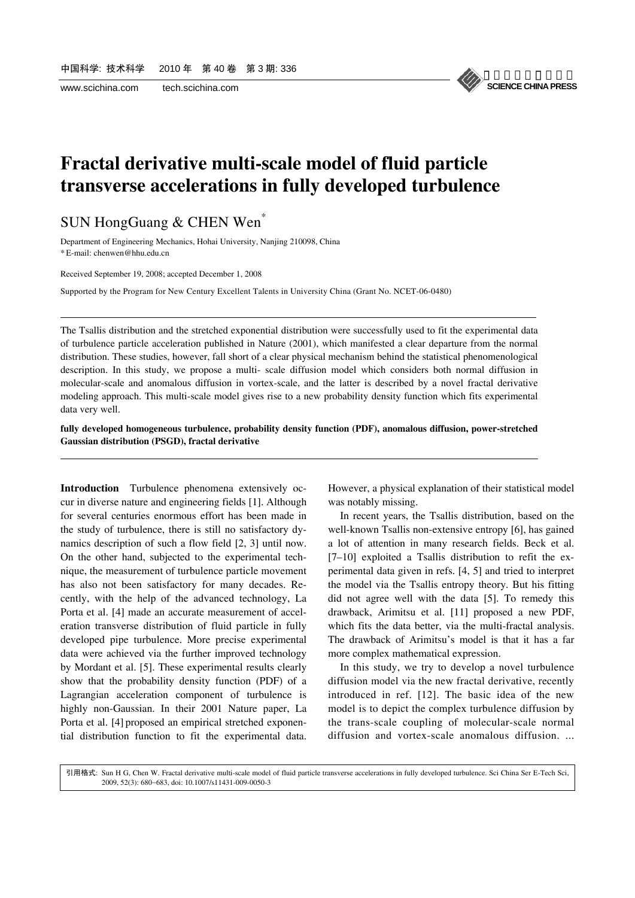# Fractal derivative multi-scale model of fluid particle transverse accelerations in fully developed turbulence

SUN HongGuang & CHEN Wen*

Department of Engineering Mechanics, Hohai University, Nanjing 210098, China
* E-mail: chenwen@hhu.edu.cn

Received September 19, 2008; accepted December 1, 2008

Supported by the Program for New Century Excellent Talents in University China (Grant No. NCET-06-0480)

---

The Tsallis distribution and the stretched exponential distribution were successfully used to fit the experimental data of turbulence particle acceleration published in Nature (2001), which manifested a clear departure from the normal distribution. These studies, however, fall short of a clear physical mechanism behind the statistical phenomenological description. In this study, we propose a multi- scale diffusion model which considers both normal diffusion in molecular-scale and anomalous diffusion in vortex-scale, and the latter is described by a novel fractal derivative modeling approach. This multi-scale model gives rise to a new probability density function which fits experimental data very well.

**fully developed homogeneous turbulence, probability density function (PDF), anomalous diffusion, power-stretched Gaussian distribution (PSGD), fractal derivative**

---

**Introduction** Turbulence phenomena extensively occur in diverse nature and engineering fields [1]. Although for several centuries enormous effort has been made in the study of turbulence, there is still no satisfactory dynamics description of such a flow field [2, 3] until now. On the other hand, subjected to the experimental technique, the measurement of turbulence particle movement has also not been satisfactory for many decades. Recently, with the help of the advanced technology, La Porta et al. [4] made an accurate measurement of acceleration transverse distribution of fluid particle in fully developed pipe turbulence. More precise experimental data were achieved via the further improved technology by Mordant et al. [5]. These experimental results clearly show that the probability density function (PDF) of a Lagrangian acceleration component of turbulence is highly non-Gaussian. In their 2001 Nature paper, La Porta et al. [4] proposed an empirical stretched exponential distribution function to fit the experimental data. However, a physical explanation of their statistical model was notably missing.

In recent years, the Tsallis distribution, based on the well-known Tsallis non-extensive entropy [6], has gained a lot of attention in many research fields. Beck et al. [7–10] exploited a Tsallis distribution to refit the experimental data given in refs. [4, 5] and tried to interpret the model via the Tsallis entropy theory. But his fitting did not agree well with the data [5]. To remedy this drawback, Arimitsu et al. [11] proposed a new PDF, which fits the data better, via the multi-fractal analysis. The drawback of Arimitsu's model is that it has a far more complex mathematical expression.

In this study, we try to develop a novel turbulence diffusion model via the new fractal derivative, recently introduced in ref. [12]. The basic idea of the new model is to depict the complex turbulence diffusion by the trans-scale coupling of molecular-scale normal diffusion and vortex-scale anomalous diffusion. ...

---

引用格式: Sun H G, Chen W. Fractal derivative multi-scale model of fluid particle transverse accelerations in fully developed turbulence. Sci China Ser E-Tech Sci, 2009, 52(3): 680–683, doi: 10.1007/s11431-009-0050-3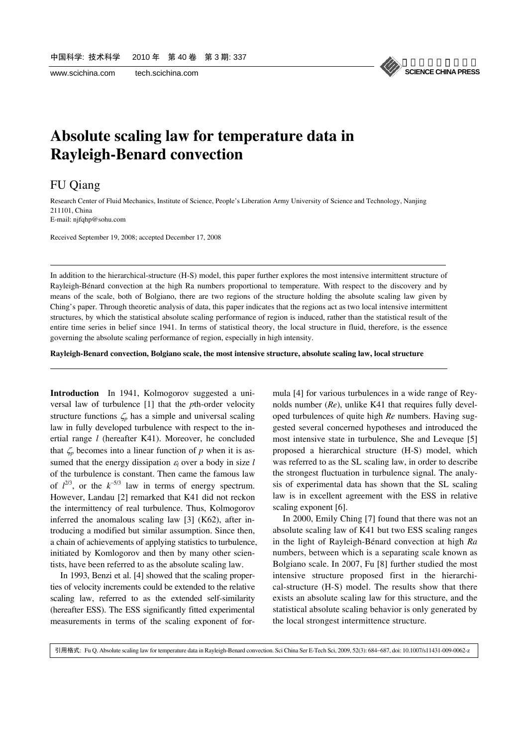# Absolute scaling law for temperature data in Rayleigh-Benard convection

FU Qiang

Research Center of Fluid Mechanics, Institute of Science, People's Liberation Army University of Science and Technology, Nanjing 211101, China
E-mail: njfqhp@sohu.com

Received September 19, 2008; accepted December 17, 2008

---

In addition to the hierarchical-structure (H-S) model, this paper further explores the most intensive intermittent structure of Rayleigh-Bénard convection at the high Ra numbers proportional to temperature. With respect to the discovery and by means of the scale, both of Bolgiano, there are two regions of the structure holding the absolute scaling law given by Ching's paper. Through theoretic analysis of data, this paper indicates that the regions act as two local intensive intermittent structures, by which the statistical absolute scaling performance of region is induced, rather than the statistical result of the entire time series in belief since 1941. In terms of statistical theory, the local structure in fluid, therefore, is the essence governing the absolute scaling performance of region, especially in high intensity.

**Rayleigh-Benard convection, Bolgiano scale, the most intensive structure, absolute scaling law, local structure**

---

**Introduction** In 1941, Kolmogorov suggested a universal law of turbulence [1] that the *p*th-order velocity structure functions $\zeta_p$ has a simple and universal scaling law in fully developed turbulence with respect to the inertial range *l* (hereafter K41). Moreover, he concluded that $\zeta_p$ becomes into a linear function of *p* when it is assumed that the energy dissipation $\varepsilon_l$ over a body in size *l* of the turbulence is constant. Then came the famous law of $l^{2/3}$, or the $k^{-5/3}$ law in terms of energy spectrum. However, Landau [2] remarked that K41 did not reckon the intermittency of real turbulence. Thus, Kolmogorov inferred the anomalous scaling law [3] (K62), after introducing a modified but similar assumption. Since then, a chain of achievements of applying statistics to turbulence, initiated by Komlogorov and then by many other scientists, have been referred to as the absolute scaling law.

In 1993, Benzi et al. [4] showed that the scaling properties of velocity increments could be extended to the relative scaling law, referred to as the extended self-similarity (hereafter ESS). The ESS significantly fitted experimental measurements in terms of the scaling exponent of formula [4] for various turbulences in a wide range of Reynolds number (*Re*), unlike K41 that requires fully developed turbulences of quite high *Re* numbers. Having suggested several concerned hypotheses and introduced the most intensive state in turbulence, She and Leveque [5] proposed a hierarchical structure (H-S) model, which was referred to as the SL scaling law, in order to describe the strongest fluctuation in turbulence signal. The analysis of experimental data has shown that the SL scaling law is in excellent agreement with the ESS in relative scaling exponent [6].

In 2000, Emily Ching [7] found that there was not an absolute scaling law of K41 but two ESS scaling ranges in the light of Rayleigh-Bénard convection at high *Ra* numbers, between which is a separating scale known as Bolgiano scale. In 2007, Fu [8] further studied the most intensive structure proposed first in the hierarchical-structure (H-S) model. The results show that there exists an absolute scaling law for this structure, and the statistical absolute scaling behavior is only generated by the local strongest intermittence structure.

引用格式: Fu Q. Absolute scaling law for temperature data in Rayleigh-Benard convection. Sci China Ser E-Tech Sci, 2009, 52(3): 684–687, doi: 10.1007/s11431-009-0062-z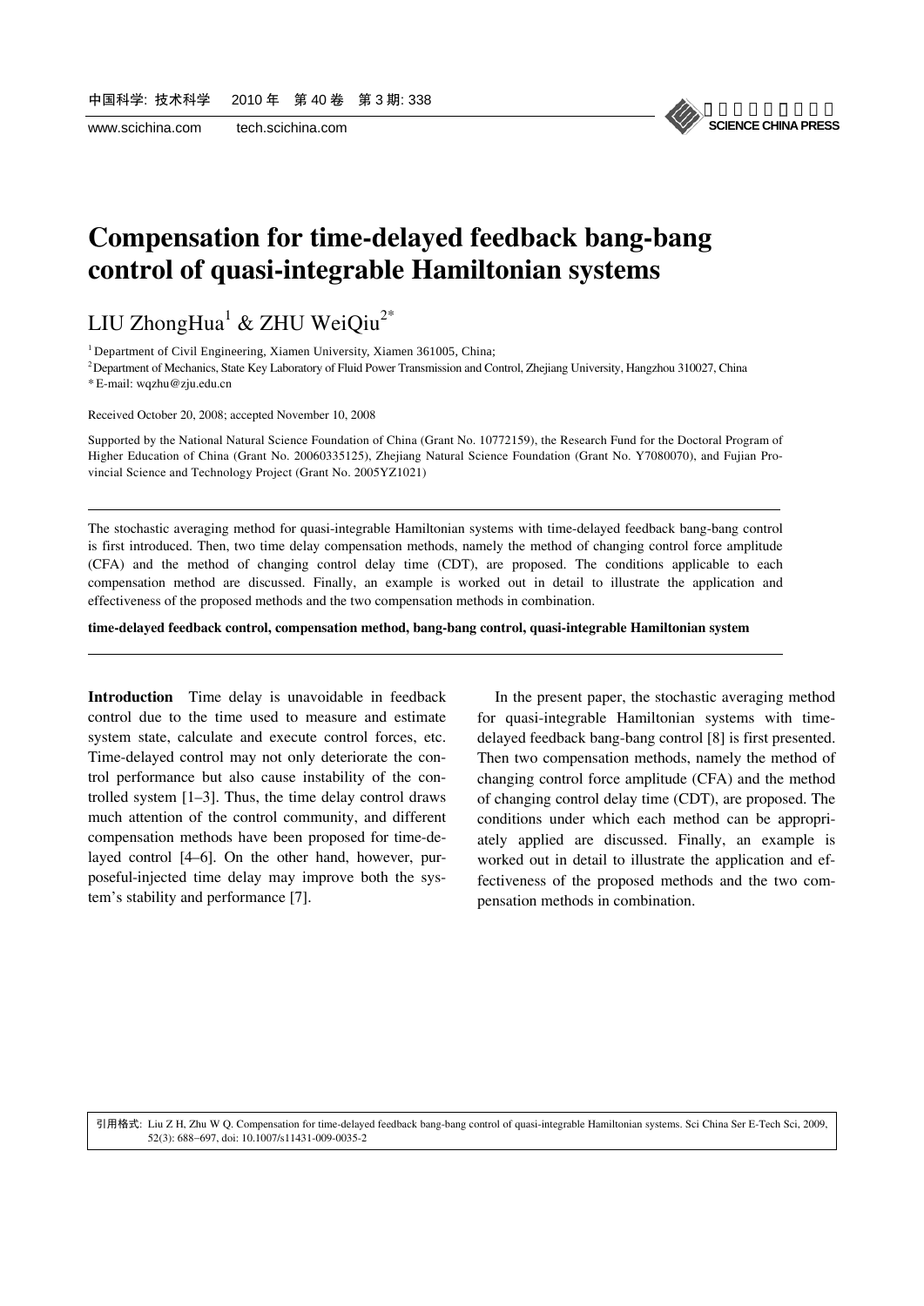# Compensation for time-delayed feedback bang-bang control of quasi-integrable Hamiltonian systems

LIU ZhongHua[1] & ZHU WeiQiu[2*]

[1] Department of Civil Engineering, Xiamen University, Xiamen 361005, China;

[2] Department of Mechanics, State Key Laboratory of Fluid Power Transmission and Control, Zhejiang University, Hangzhou 310027, China

* E-mail: wqzhu@zju.edu.cn

Received October 20, 2008; accepted November 10, 2008

Supported by the National Natural Science Foundation of China (Grant No. 10772159), the Research Fund for the Doctoral Program of Higher Education of China (Grant No. 20060335125), Zhejiang Natural Science Foundation (Grant No. Y7080070), and Fujian Provincial Science and Technology Project (Grant No. 2005YZ1021)

---

The stochastic averaging method for quasi-integrable Hamiltonian systems with time-delayed feedback bang-bang control is first introduced. Then, two time delay compensation methods, namely the method of changing control force amplitude (CFA) and the method of changing control delay time (CDT), are proposed. The conditions applicable to each compensation method are discussed. Finally, an example is worked out in detail to illustrate the application and effectiveness of the proposed methods and the two compensation methods in combination.

**time-delayed feedback control, compensation method, bang-bang control, quasi-integrable Hamiltonian system**

---

**Introduction** Time delay is unavoidable in feedback control due to the time used to measure and estimate system state, calculate and execute control forces, etc. Time-delayed control may not only deteriorate the control performance but also cause instability of the controlled system [1–3]. Thus, the time delay control draws much attention of the control community, and different compensation methods have been proposed for time-delayed control [4–6]. On the other hand, however, purposeful-injected time delay may improve both the system's stability and performance [7].

In the present paper, the stochastic averaging method for quasi-integrable Hamiltonian systems with time-delayed feedback bang-bang control [8] is first presented. Then two compensation methods, namely the method of changing control force amplitude (CFA) and the method of changing control delay time (CDT), are proposed. The conditions under which each method can be appropriately applied are discussed. Finally, an example is worked out in detail to illustrate the application and effectiveness of the proposed methods and the two compensation methods in combination.

引用格式: Liu Z H, Zhu W Q. Compensation for time-delayed feedback bang-bang control of quasi-integrable Hamiltonian systems. Sci China Ser E-Tech Sci, 2009, 52(3): 688–697, doi: 10.1007/s11431-009-0035-2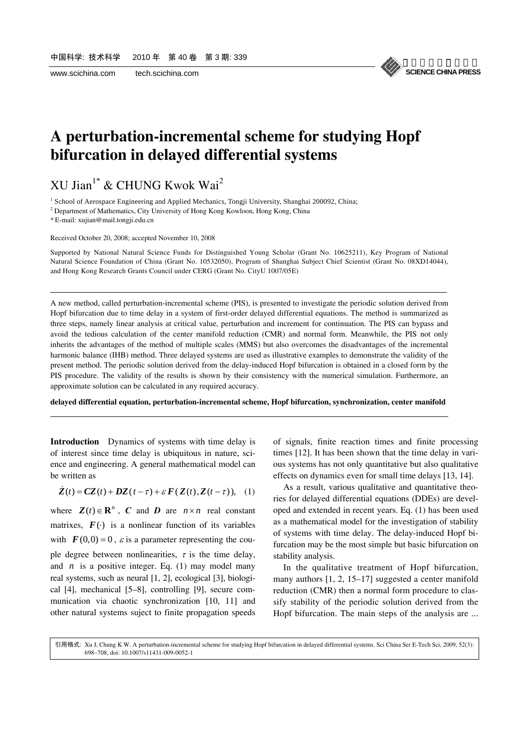# A perturbation-incremental scheme for studying Hopf bifurcation in delayed differential systems

XU Jian[1*] & CHUNG Kwok Wai[2]

[1] School of Aerospace Engineering and Applied Mechanics, Tongji University, Shanghai 200092, China;

[2] Department of Mathematics, City University of Hong Kong Kowloon, Hong Kong, China

\* E-mail: xujian@mail.tongji.edu.cn

Received October 20, 2008; accepted November 10, 2008

Supported by National Natural Science Funds for Distinguished Young Scholar (Grant No. 10625211), Key Program of National Natural Science Foundation of China (Grant No. 10532050), Program of Shanghai Subject Chief Scientist (Grant No. 08XD14044), and Hong Kong Research Grants Council under CERG (Grant No. CityU 1007/05E)

---

A new method, called perturbation-incremental scheme (PIS), is presented to investigate the periodic solution derived from Hopf bifurcation due to time delay in a system of first-order delayed differential equations. The method is summarized as three steps, namely linear analysis at critical value, perturbation and increment for continuation. The PIS can bypass and avoid the tedious calculation of the center manifold reduction (CMR) and normal form. Meanwhile, the PIS not only inherits the advantages of the method of multiple scales (MMS) but also overcomes the disadvantages of the incremental harmonic balance (IHB) method. Three delayed systems are used as illustrative examples to demonstrate the validity of the present method. The periodic solution derived from the delay-induced Hopf bifurcation is obtained in a closed form by the PIS procedure. The validity of the results is shown by their consistency with the numerical simulation. Furthermore, an approximate solution can be calculated in any required accuracy.

**delayed differential equation, perturbation-incremental scheme, Hopf bifurcation, synchronization, center manifold**

---

**Introduction** Dynamics of systems with time delay is of interest since time delay is ubiquitous in nature, science and engineering. A general mathematical model can be written as

$$\dot{\boldsymbol{Z}}(t) = \boldsymbol{C}\boldsymbol{Z}(t) + \boldsymbol{D}\boldsymbol{Z}(t-\tau) + \varepsilon \boldsymbol{F}(\boldsymbol{Z}(t), \boldsymbol{Z}(t-\tau)), \quad (1)$$

where $\boldsymbol{Z}(t) \in \mathbf{R}^n$, $\boldsymbol{C}$ and $\boldsymbol{D}$ are $n \times n$ real constant matrixes, $\boldsymbol{F}(\cdot)$ is a nonlinear function of its variables with $\boldsymbol{F}(0,0) = 0$, $\varepsilon$ is a parameter representing the couple degree between nonlinearities, $\tau$ is the time delay, and $n$ is a positive integer. Eq. (1) may model many real systems, such as neural [1, 2], ecological [3], biological [4], mechanical [5–8], controlling [9], secure communication via chaotic synchronization [10, 11] and other natural systems suject to finite propagation speeds of signals, finite reaction times and finite processing times [12]. It has been shown that the time delay in various systems has not only quantitative but also qualitative effects on dynamics even for small time delays [13, 14].

As a result, various qualitative and quantitative theories for delayed differential equations (DDEs) are developed and extended in recent years. Eq. (1) has been used as a mathematical model for the investigation of stability of systems with time delay. The delay-induced Hopf bifurcation may be the most simple but basic bifurcation on stability analysis.

In the qualitative treatment of Hopf bifurcation, many authors [1, 2, 15–17] suggested a center manifold reduction (CMR) then a normal form procedure to classify stability of the periodic solution derived from the Hopf bifurcation. The main steps of the analysis are ...

引用格式: Xu J, Chung K W. A perturbation-incremental scheme for studying Hopf bifurcation in delayed differential systems. Sci China Ser E-Tech Sci, 2009, 52(3): 698–708, doi: 10.1007/s11431-009-0052-1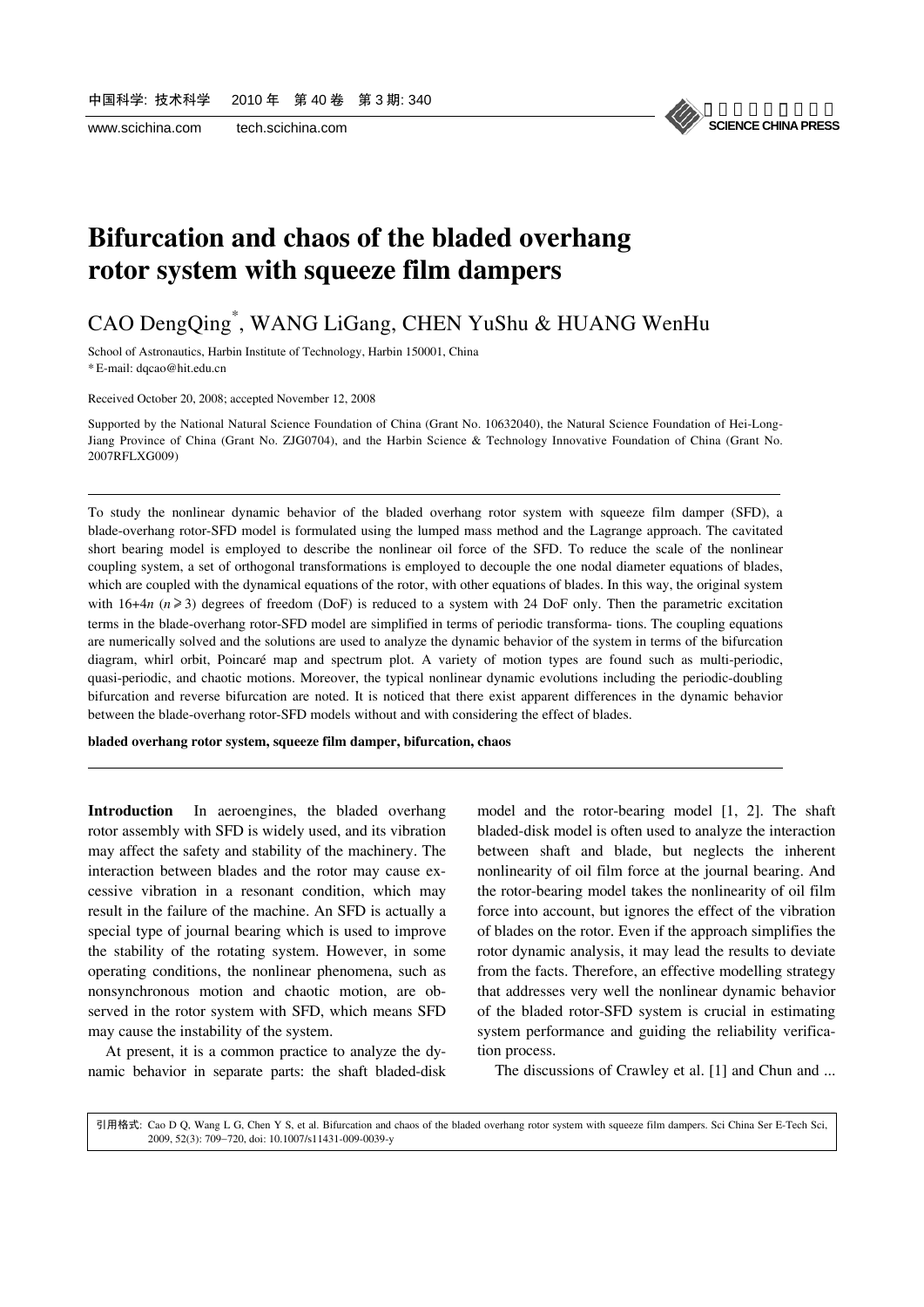# Bifurcation and chaos of the bladed overhang rotor system with squeeze film dampers

CAO DengQing*, WANG LiGang, CHEN YuShu & HUANG WenHu

School of Astronautics, Harbin Institute of Technology, Harbin 150001, China

* E-mail: dqcao@hit.edu.cn

Received October 20, 2008; accepted November 12, 2008

Supported by the National Natural Science Foundation of China (Grant No. 10632040), the Natural Science Foundation of Hei-Long-Jiang Province of China (Grant No. ZJG0704), and the Harbin Science & Technology Innovative Foundation of China (Grant No. 2007RFLXG009)

---

To study the nonlinear dynamic behavior of the bladed overhang rotor system with squeeze film damper (SFD), a blade-overhang rotor-SFD model is formulated using the lumped mass method and the Lagrange approach. The cavitated short bearing model is employed to describe the nonlinear oil force of the SFD. To reduce the scale of the nonlinear coupling system, a set of orthogonal transformations is employed to decouple the one nodal diameter equations of blades, which are coupled with the dynamical equations of the rotor, with other equations of blades. In this way, the original system with $16+4n$ ($n \geqslant 3$) degrees of freedom (DoF) is reduced to a system with 24 DoF only. Then the parametric excitation terms in the blade-overhang rotor-SFD model are simplified in terms of periodic transforma- tions. The coupling equations are numerically solved and the solutions are used to analyze the dynamic behavior of the system in terms of the bifurcation diagram, whirl orbit, Poincaré map and spectrum plot. A variety of motion types are found such as multi-periodic, quasi-periodic, and chaotic motions. Moreover, the typical nonlinear dynamic evolutions including the periodic-doubling bifurcation and reverse bifurcation are noted. It is noticed that there exist apparent differences in the dynamic behavior between the blade-overhang rotor-SFD models without and with considering the effect of blades.

**bladed overhang rotor system, squeeze film damper, bifurcation, chaos**

---

**Introduction** In aeroengines, the bladed overhang rotor assembly with SFD is widely used, and its vibration may affect the safety and stability of the machinery. The interaction between blades and the rotor may cause excessive vibration in a resonant condition, which may result in the failure of the machine. An SFD is actually a special type of journal bearing which is used to improve the stability of the rotating system. However, in some operating conditions, the nonlinear phenomena, such as nonsynchronous motion and chaotic motion, are observed in the rotor system with SFD, which means SFD may cause the instability of the system.

At present, it is a common practice to analyze the dynamic behavior in separate parts: the shaft bladed-disk model and the rotor-bearing model [1, 2]. The shaft bladed-disk model is often used to analyze the interaction between shaft and blade, but neglects the inherent nonlinearity of oil film force at the journal bearing. And the rotor-bearing model takes the nonlinearity of oil film force into account, but ignores the effect of the vibration of blades on the rotor. Even if the approach simplifies the rotor dynamic analysis, it may lead the results to deviate from the facts. Therefore, an effective modelling strategy that addresses very well the nonlinear dynamic behavior of the bladed rotor-SFD system is crucial in estimating system performance and guiding the reliability verification process.

The discussions of Crawley et al. [1] and Chun and ...

---

引用格式: Cao D Q, Wang L G, Chen Y S, et al. Bifurcation and chaos of the bladed overhang rotor system with squeeze film dampers. Sci China Ser E-Tech Sci, 2009, 52(3): 709–720, doi: 10.1007/s11431-009-0039-y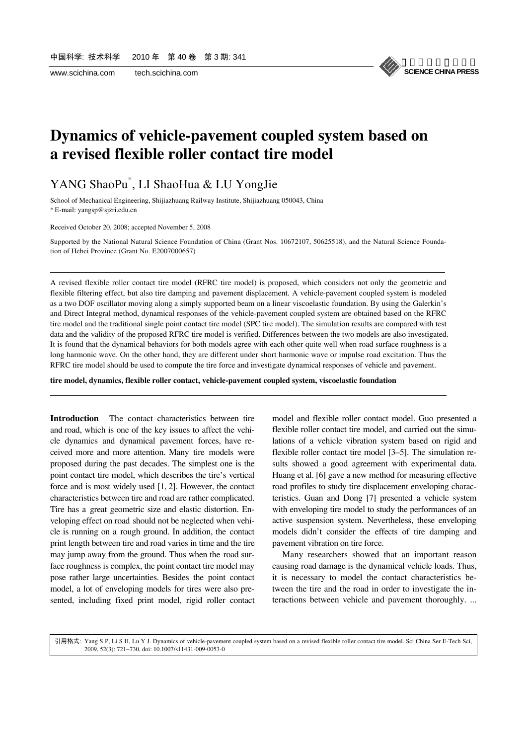# Dynamics of vehicle-pavement coupled system based on a revised flexible roller contact tire model

YANG ShaoPu*, LI ShaoHua & LU YongJie

School of Mechanical Engineering, Shijiazhuang Railway Institute, Shijiazhuang 050043, China
* E-mail: yangsp@sjzri.edu.cn

Received October 20, 2008; accepted November 5, 2008

Supported by the National Natural Science Foundation of China (Grant Nos. 10672107, 50625518), and the Natural Science Foundation of Hebei Province (Grant No. E2007000657)

---

A revised flexible roller contact tire model (RFRC tire model) is proposed, which considers not only the geometric and flexible filtering effect, but also tire damping and pavement displacement. A vehicle-pavement coupled system is modeled as a two DOF oscillator moving along a simply supported beam on a linear viscoelastic foundation. By using the Galerkin's and Direct Integral method, dynamical responses of the vehicle-pavement coupled system are obtained based on the RFRC tire model and the traditional single point contact tire model (SPC tire model). The simulation results are compared with test data and the validity of the proposed RFRC tire model is verified. Differences between the two models are also investigated. It is found that the dynamical behaviors for both models agree with each other quite well when road surface roughness is a long harmonic wave. On the other hand, they are different under short harmonic wave or impulse road excitation. Thus the RFRC tire model should be used to compute the tire force and investigate dynamical responses of vehicle and pavement.

**tire model, dynamics, flexible roller contact, vehicle-pavement coupled system, viscoelastic foundation**

---

**Introduction** The contact characteristics between tire and road, which is one of the key issues to affect the vehicle dynamics and dynamical pavement forces, have received more and more attention. Many tire models were proposed during the past decades. The simplest one is the point contact tire model, which describes the tire's vertical force and is most widely used [1, 2]. However, the contact characteristics between tire and road are rather complicated. Tire has a great geometric size and elastic distortion. Enveloping effect on road should not be neglected when vehicle is running on a rough ground. In addition, the contact print length between tire and road varies in time and the tire may jump away from the ground. Thus when the road surface roughness is complex, the point contact tire model may pose rather large uncertainties. Besides the point contact model, a lot of enveloping models for tires were also presented, including fixed print model, rigid roller contact model and flexible roller contact model. Guo presented a flexible roller contact tire model, and carried out the simulations of a vehicle vibration system based on rigid and flexible roller contact tire model [3–5]. The simulation results showed a good agreement with experimental data. Huang et al. [6] gave a new method for measuring effective road profiles to study tire displacement enveloping characteristics. Guan and Dong [7] presented a vehicle system with enveloping tire model to study the performances of an active suspension system. Nevertheless, these enveloping models didn't consider the effects of tire damping and pavement vibration on tire force.

Many researchers showed that an important reason causing road damage is the dynamical vehicle loads. Thus, it is necessary to model the contact characteristics between the tire and the road in order to investigate the interactions between vehicle and pavement thoroughly. ...

引用格式: Yang S P, Li S H, Lu Y J. Dynamics of vehicle-pavement coupled system based on a revised flexible roller contact tire model. Sci China Ser E-Tech Sci, 2009, 52(3): 721–730, doi: 10.1007/s11431-009-0053-0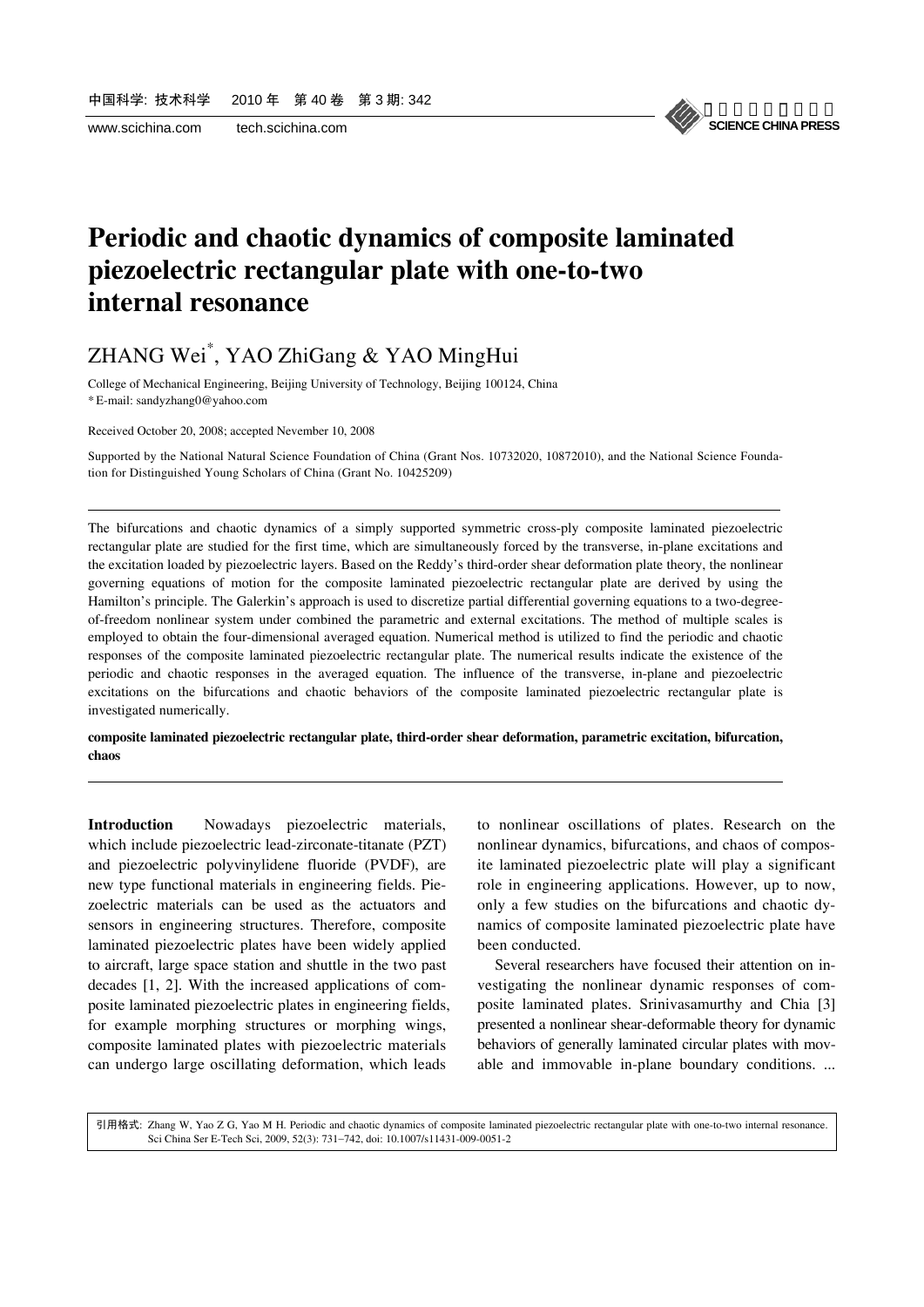# Periodic and chaotic dynamics of composite laminated piezoelectric rectangular plate with one-to-two internal resonance

ZHANG Wei[*], YAO ZhiGang & YAO MingHui

College of Mechanical Engineering, Beijing University of Technology, Beijing 100124, China
* E-mail: sandyzhang0@yahoo.com

Received October 20, 2008; accepted November 10, 2008

Supported by the National Natural Science Foundation of China (Grant Nos. 10732020, 10872010), and the National Science Foundation for Distinguished Young Scholars of China (Grant No. 10425209)

---

The bifurcations and chaotic dynamics of a simply supported symmetric cross-ply composite laminated piezoelectric rectangular plate are studied for the first time, which are simultaneously forced by the transverse, in-plane excitations and the excitation loaded by piezoelectric layers. Based on the Reddy's third-order shear deformation plate theory, the nonlinear governing equations of motion for the composite laminated piezoelectric rectangular plate are derived by using the Hamilton's principle. The Galerkin's approach is used to discretize partial differential governing equations to a two-degree-of-freedom nonlinear system under combined the parametric and external excitations. The method of multiple scales is employed to obtain the four-dimensional averaged equation. Numerical method is utilized to find the periodic and chaotic responses of the composite laminated piezoelectric rectangular plate. The numerical results indicate the existence of the periodic and chaotic responses in the averaged equation. The influence of the transverse, in-plane and piezoelectric excitations on the bifurcations and chaotic behaviors of the composite laminated piezoelectric rectangular plate is investigated numerically.

**composite laminated piezoelectric rectangular plate, third-order shear deformation, parametric excitation, bifurcation, chaos**

---

**Introduction** Nowadays piezoelectric materials, which include piezoelectric lead-zirconate-titanate (PZT) and piezoelectric polyvinylidene fluoride (PVDF), are new type functional materials in engineering fields. Piezoelectric materials can be used as the actuators and sensors in engineering structures. Therefore, composite laminated piezoelectric plates have been widely applied to aircraft, large space station and shuttle in the two past decades [1, 2]. With the increased applications of composite laminated piezoelectric plates in engineering fields, for example morphing structures or morphing wings, composite laminated plates with piezoelectric materials can undergo large oscillating deformation, which leads to nonlinear oscillations of plates. Research on the nonlinear dynamics, bifurcations, and chaos of composite laminated piezoelectric plate will play a significant role in engineering applications. However, up to now, only a few studies on the bifurcations and chaotic dynamics of composite laminated piezoelectric plate have been conducted.

Several researchers have focused their attention on investigating the nonlinear dynamic responses of composite laminated plates. Srinivasamurthy and Chia [3] presented a nonlinear shear-deformable theory for dynamic behaviors of generally laminated circular plates with movable and immovable in-plane boundary conditions. ...

引用格式: Zhang W, Yao Z G, Yao M H. Periodic and chaotic dynamics of composite laminated piezoelectric rectangular plate with one-to-two internal resonance. Sci China Ser E-Tech Sci, 2009, 52(3): 731–742, doi: 10.1007/s11431-009-0051-2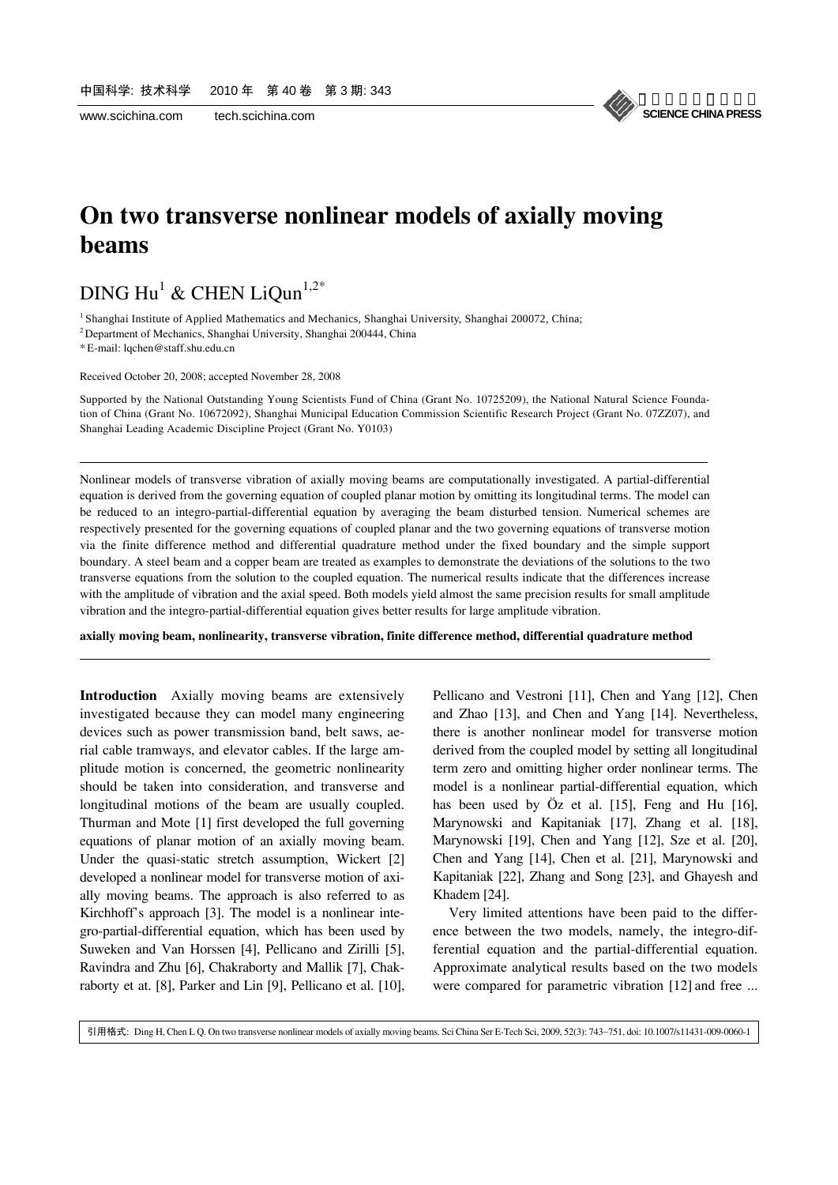# On two transverse nonlinear models of axially moving beams

DING Hu[1] & CHEN LiQun[1,2*]

[1] Shanghai Institute of Applied Mathematics and Mechanics, Shanghai University, Shanghai 200072, China;

[2] Department of Mechanics, Shanghai University, Shanghai 200444, China

* E-mail: lqchen@staff.shu.edu.cn

Received October 20, 2008; accepted November 28, 2008

Supported by the National Outstanding Young Scientists Fund of China (Grant No. 10725209), the National Natural Science Foundation of China (Grant No. 10672092), Shanghai Municipal Education Commission Scientific Research Project (Grant No. 07ZZ07), and Shanghai Leading Academic Discipline Project (Grant No. Y0103)

---

Nonlinear models of transverse vibration of axially moving beams are computationally investigated. A partial-differential equation is derived from the governing equation of coupled planar motion by omitting its longitudinal terms. The model can be reduced to an integro-partial-differential equation by averaging the beam disturbed tension. Numerical schemes are respectively presented for the governing equations of coupled planar and the two governing equations of transverse motion via the finite difference method and differential quadrature method under the fixed boundary and the simple support boundary. A steel beam and a copper beam are treated as examples to demonstrate the deviations of the solutions to the two transverse equations from the solution to the coupled equation. The numerical results indicate that the differences increase with the amplitude of vibration and the axial speed. Both models yield almost the same precision results for small amplitude vibration and the integro-partial-differential equation gives better results for large amplitude vibration.

**axially moving beam, nonlinearity, transverse vibration, finite difference method, differential quadrature method**

---

**Introduction** Axially moving beams are extensively investigated because they can model many engineering devices such as power transmission band, belt saws, aerial cable tramways, and elevator cables. If the large amplitude motion is concerned, the geometric nonlinearity should be taken into consideration, and transverse and longitudinal motions of the beam are usually coupled. Thurman and Mote [1] first developed the full governing equations of planar motion of an axially moving beam. Under the quasi-static stretch assumption, Wickert [2] developed a nonlinear model for transverse motion of axially moving beams. The approach is also referred to as Kirchhoff's approach [3]. The model is a nonlinear integro-partial-differential equation, which has been used by Suweken and Van Horssen [4], Pellicano and Zirilli [5], Ravindra and Zhu [6], Chakraborty and Mallik [7], Chakraborty et at. [8], Parker and Lin [9], Pellicano et al. [10], Pellicano and Vestroni [11], Chen and Yang [12], Chen and Zhao [13], and Chen and Yang [14]. Nevertheless, there is another nonlinear model for transverse motion derived from the coupled model by setting all longitudinal term zero and omitting higher order nonlinear terms. The model is a nonlinear partial-differential equation, which has been used by Öz et al. [15], Feng and Hu [16], Marynowski and Kapitaniak [17], Zhang et al. [18], Marynowski [19], Chen and Yang [12], Sze et al. [20], Chen and Yang [14], Chen et al. [21], Marynowski and Kapitaniak [22], Zhang and Song [23], and Ghayesh and Khadem [24].

Very limited attentions have been paid to the difference between the two models, namely, the integro-differential equation and the partial-differential equation. Approximate analytical results based on the two models were compared for parametric vibration [12] and free ...

引用格式: Ding H, Chen L Q. On two transverse nonlinear models of axially moving beams. Sci China Ser E-Tech Sci, 2009, 52(3): 743−751, doi: 10.1007/s11431-009-0060-1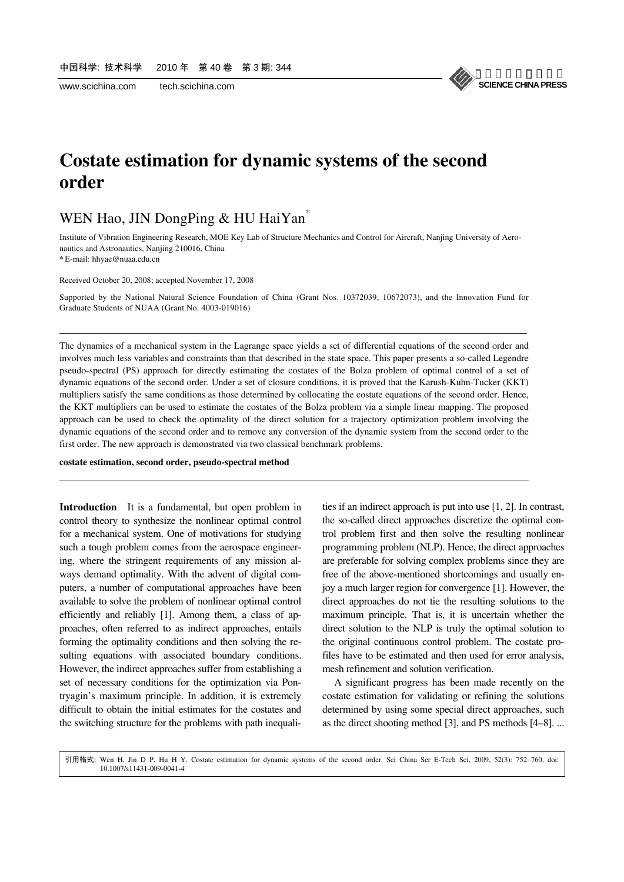# Costate estimation for dynamic systems of the second order

WEN Hao, JIN DongPing & HU HaiYan*

Institute of Vibration Engineering Research, MOE Key Lab of Structure Mechanics and Control for Aircraft, Nanjing University of Aeronautics and Astronautics, Nanjing 210016, China

\* E-mail: hhyae@nuaa.edu.cn

Received October 20, 2008; accepted November 17, 2008

Supported by the National Natural Science Foundation of China (Grant Nos. 10372039, 10672073), and the Innovation Fund for Graduate Students of NUAA (Grant No. 4003-019016)

---

The dynamics of a mechanical system in the Lagrange space yields a set of differential equations of the second order and involves much less variables and constraints than that described in the state space. This paper presents a so-called Legendre pseudo-spectral (PS) approach for directly estimating the costates of the Bolza problem of optimal control of a set of dynamic equations of the second order. Under a set of closure conditions, it is proved that the Karush-Kuhn-Tucker (KKT) multipliers satisfy the same conditions as those determined by collocating the costate equations of the second order. Hence, the KKT multipliers can be used to estimate the costates of the Bolza problem via a simple linear mapping. The proposed approach can be used to check the optimality of the direct solution for a trajectory optimization problem involving the dynamic equations of the second order and to remove any conversion of the dynamic system from the second order to the first order. The new approach is demonstrated via two classical benchmark problems.

**costate estimation, second order, pseudo-spectral method**

---

**Introduction** It is a fundamental, but open problem in control theory to synthesize the nonlinear optimal control for a mechanical system. One of motivations for studying such a tough problem comes from the aerospace engineering, where the stringent requirements of any mission always demand optimality. With the advent of digital computers, a number of computational approaches have been available to solve the problem of nonlinear optimal control efficiently and reliably [1]. Among them, a class of approaches, often referred to as indirect approaches, entails forming the optimality conditions and then solving the resulting equations with associated boundary conditions. However, the indirect approaches suffer from establishing a set of necessary conditions for the optimization via Pontryagin's maximum principle. In addition, it is extremely difficult to obtain the initial estimates for the costates and the switching structure for the problems with path inequalities if an indirect approach is put into use [1, 2]. In contrast, the so-called direct approaches discretize the optimal control problem first and then solve the resulting nonlinear programming problem (NLP). Hence, the direct approaches are preferable for solving complex problems since they are free of the above-mentioned shortcomings and usually enjoy a much larger region for convergence [1]. However, the direct approaches do not tie the resulting solutions to the maximum principle. That is, it is uncertain whether the direct solution to the NLP is truly the optimal solution to the original continuous control problem. The costate profiles have to be estimated and then used for error analysis, mesh refinement and solution verification.

A significant progress has been made recently on the costate estimation for validating or refining the solutions determined by using some special direct approaches, such as the direct shooting method [3], and PS methods [4–8]. ...

引用格式: Wen H, Jin D P, Hu H Y. Costate estimation for dynamic systems of the second order. Sci China Ser E-Tech Sci, 2009, 52(3): 752–760, doi: 10.1007/s11431-009-0041-4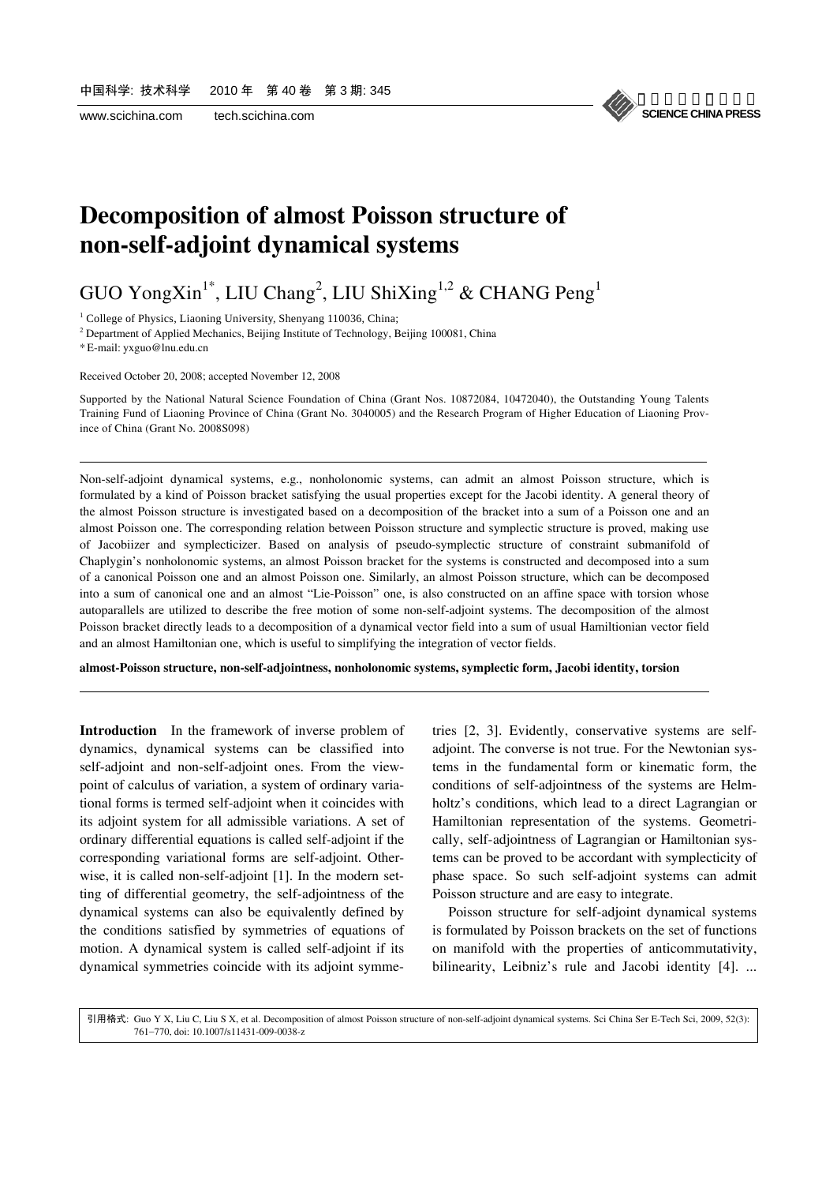# Decomposition of almost Poisson structure of non-self-adjoint dynamical systems

GUO YongXin[1*], LIU Chang[2], LIU ShiXing[1,2] & CHANG Peng[1]

[1] College of Physics, Liaoning University, Shenyang 110036, China;

[2] Department of Applied Mechanics, Beijing Institute of Technology, Beijing 100081, China

\* E-mail: yxguo@lnu.edu.cn

Received October 20, 2008; accepted November 12, 2008

Supported by the National Natural Science Foundation of China (Grant Nos. 10872084, 10472040), the Outstanding Young Talents Training Fund of Liaoning Province of China (Grant No. 3040005) and the Research Program of Higher Education of Liaoning Province of China (Grant No. 2008S098)

---

Non-self-adjoint dynamical systems, e.g., nonholonomic systems, can admit an almost Poisson structure, which is formulated by a kind of Poisson bracket satisfying the usual properties except for the Jacobi identity. A general theory of the almost Poisson structure is investigated based on a decomposition of the bracket into a sum of a Poisson one and an almost Poisson one. The corresponding relation between Poisson structure and symplectic structure is proved, making use of Jacobiizer and symplecticizer. Based on analysis of pseudo-symplectic structure of constraint submanifold of Chaplygin's nonholonomic systems, an almost Poisson bracket for the systems is constructed and decomposed into a sum of a canonical Poisson one and an almost Poisson one. Similarly, an almost Poisson structure, which can be decomposed into a sum of canonical one and an almost "Lie-Poisson" one, is also constructed on an affine space with torsion whose autoparallels are utilized to describe the free motion of some non-self-adjoint systems. The decomposition of the almost Poisson bracket directly leads to a decomposition of a dynamical vector field into a sum of usual Hamiltionian vector field and an almost Hamiltonian one, which is useful to simplifying the integration of vector fields.

**almost-Poisson structure, non-self-adjointness, nonholonomic systems, symplectic form, Jacobi identity, torsion**

---

**Introduction** In the framework of inverse problem of dynamics, dynamical systems can be classified into self-adjoint and non-self-adjoint ones. From the viewpoint of calculus of variation, a system of ordinary variational forms is termed self-adjoint when it coincides with its adjoint system for all admissible variations. A set of ordinary differential equations is called self-adjoint if the corresponding variational forms are self-adjoint. Otherwise, it is called non-self-adjoint [1]. In the modern setting of differential geometry, the self-adjointness of the dynamical systems can also be equivalently defined by the conditions satisfied by symmetries of equations of motion. A dynamical system is called self-adjoint if its dynamical symmetries coincide with its adjoint symmetries [2, 3]. Evidently, conservative systems are self-adjoint. The converse is not true. For the Newtonian systems in the fundamental form or kinematic form, the conditions of self-adjointness of the systems are Helmholtz's conditions, which lead to a direct Lagrangian or Hamiltonian representation of the systems. Geometrically, self-adjointness of Lagrangian or Hamiltonian systems can be proved to be accordant with symplecticity of phase space. So such self-adjoint systems can admit Poisson structure and are easy to integrate.

Poisson structure for self-adjoint dynamical systems is formulated by Poisson brackets on the set of functions on manifold with the properties of anticommutativity, bilinearity, Leibniz's rule and Jacobi identity [4]. ...

引用格式: Guo Y X, Liu C, Liu S X, et al. Decomposition of almost Poisson structure of non-self-adjoint dynamical systems. Sci China Ser E-Tech Sci, 2009, 52(3): 761–770, doi: 10.1007/s11431-009-0038-z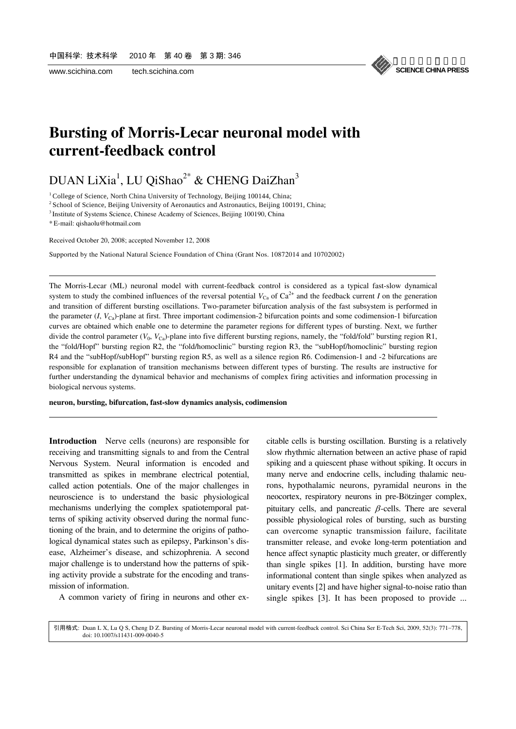# Bursting of Morris-Lecar neuronal model with current-feedback control

DUAN LiXia[1], LU QiShao[2*] & CHENG DaiZhan[3]

[1] College of Science, North China University of Technology, Beijing 100144, China;

[2] School of Science, Beijing University of Aeronautics and Astronautics, Beijing 100191, China;

[3] Institute of Systems Science, Chinese Academy of Sciences, Beijing 100190, China

* E-mail: qishaolu@hotmail.com

Received October 20, 2008; accepted November 12, 2008

Supported by the National Natural Science Foundation of China (Grant Nos. 10872014 and 10702002)

---

The Morris-Lecar (ML) neuronal model with current-feedback control is considered as a typical fast-slow dynamical system to study the combined influences of the reversal potential $V_{Ca}$ of $Ca^{2+}$ and the feedback current $I$ on the generation and transition of different bursting oscillations. Two-parameter bifurcation analysis of the fast subsystem is performed in the parameter ($I$, $V_{Ca}$)-plane at first. Three important codimension-2 bifurcation points and some codimension-1 bifurcation curves are obtained which enable one to determine the parameter regions for different types of bursting. Next, we further divide the control parameter ($V_0$, $V_{Ca}$)-plane into five different bursting regions, namely, the "fold/fold" bursting region R1, the "fold/Hopf" bursting region R2, the "fold/homoclinic" bursting region R3, the "subHopf/homoclinic" bursting region R4 and the "subHopf/subHopf" bursting region R5, as well as a silence region R6. Codimension-1 and -2 bifurcations are responsible for explanation of transition mechanisms between different types of bursting. The results are instructive for further understanding the dynamical behavior and mechanisms of complex firing activities and information processing in biological nervous systems.

**neuron, bursting, bifurcation, fast-slow dynamics analysis, codimension**

---

**Introduction** Nerve cells (neurons) are responsible for receiving and transmitting signals to and from the Central Nervous System. Neural information is encoded and transmitted as spikes in membrane electrical potential, called action potentials. One of the major challenges in neuroscience is to understand the basic physiological mechanisms underlying the complex spatiotemporal patterns of spiking activity observed during the normal functioning of the brain, and to determine the origins of pathological dynamical states such as epilepsy, Parkinson's disease, Alzheimer's disease, and schizophrenia. A second major challenge is to understand how the patterns of spiking activity provide a substrate for the encoding and transmission of information.

A common variety of firing in neurons and other excitable cells is bursting oscillation. Bursting is a relatively slow rhythmic alternation between an active phase of rapid spiking and a quiescent phase without spiking. It occurs in many nerve and endocrine cells, including thalamic neurons, hypothalamic neurons, pyramidal neurons in the neocortex, respiratory neurons in pre-Bötzinger complex, pituitary cells, and pancreatic $\beta$-cells. There are several possible physiological roles of bursting, such as bursting can overcome synaptic transmission failure, facilitate transmitter release, and evoke long-term potentiation and hence affect synaptic plasticity much greater, or differently than single spikes [1]. In addition, bursting have more informational content than single spikes when analyzed as unitary events [2] and have higher signal-to-noise ratio than single spikes [3]. It has been proposed to provide ...

引用格式: Duan L X, Lu Q S, Cheng D Z. Bursting of Morris-Lecar neuronal model with current-feedback control. Sci China Ser E-Tech Sci, 2009, 52(3): 771–778, doi: 10.1007/s11431-009-0040-5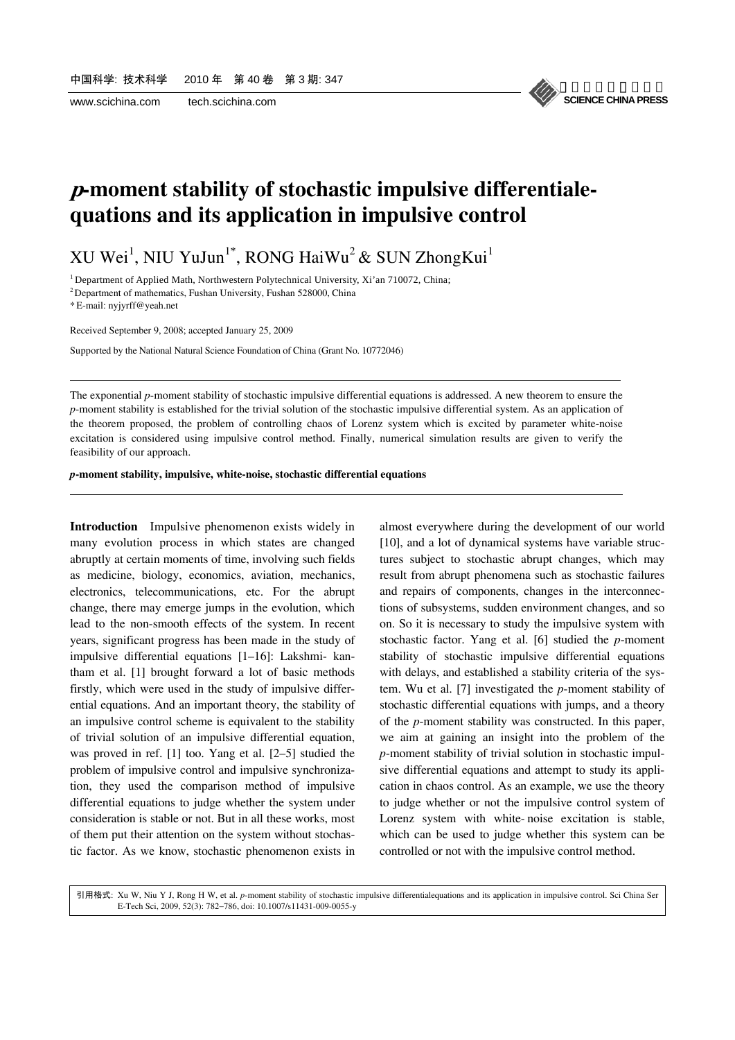# *p*-moment stability of stochastic impulsive differentiale-quations and its application in impulsive control

XU Wei[1], NIU YuJun[1*], RONG HaiWu[2] & SUN ZhongKui[1]

[1] Department of Applied Math, Northwestern Polytechnical University, Xi'an 710072, China;

[2] Department of mathematics, Fushan University, Fushan 528000, China

* E-mail: nyjyrff@yeah.net

Received September 9, 2008; accepted January 25, 2009

Supported by the National Natural Science Foundation of China (Grant No. 10772046)

---

The exponential *p*-moment stability of stochastic impulsive differential equations is addressed. A new theorem to ensure the *p*-moment stability is established for the trivial solution of the stochastic impulsive differential system. As an application of the theorem proposed, the problem of controlling chaos of Lorenz system which is excited by parameter white-noise excitation is considered using impulsive control method. Finally, numerical simulation results are given to verify the feasibility of our approach.

***p*-moment stability, impulsive, white-noise, stochastic differential equations**

---

**Introduction** Impulsive phenomenon exists widely in many evolution process in which states are changed abruptly at certain moments of time, involving such fields as medicine, biology, economics, aviation, mechanics, electronics, telecommunications, etc. For the abrupt change, there may emerge jumps in the evolution, which lead to the non-smooth effects of the system. In recent years, significant progress has been made in the study of impulsive differential equations [1–16]: Lakshmi- kantham et al. [1] brought forward a lot of basic methods firstly, which were used in the study of impulsive differential equations. And an important theory, the stability of an impulsive control scheme is equivalent to the stability of trivial solution of an impulsive differential equation, was proved in ref. [1] too. Yang et al. [2–5] studied the problem of impulsive control and impulsive synchronization, they used the comparison method of impulsive differential equations to judge whether the system under consideration is stable or not. But in all these works, most of them put their attention on the system without stochastic factor. As we know, stochastic phenomenon exists in almost everywhere during the development of our world [10], and a lot of dynamical systems have variable structures subject to stochastic abrupt changes, which may result from abrupt phenomena such as stochastic failures and repairs of components, changes in the interconnections of subsystems, sudden environment changes, and so on. So it is necessary to study the impulsive system with stochastic factor. Yang et al. [6] studied the *p*-moment stability of stochastic impulsive differential equations with delays, and established a stability criteria of the system. Wu et al. [7] investigated the *p*-moment stability of stochastic differential equations with jumps, and a theory of the *p*-moment stability was constructed. In this paper, we aim at gaining an insight into the problem of the *p*-moment stability of trivial solution in stochastic impulsive differential equations and attempt to study its application in chaos control. As an example, we use the theory to judge whether or not the impulsive control system of Lorenz system with white- noise excitation is stable, which can be used to judge whether this system can be controlled or not with the impulsive control method.

引用格式: Xu W, Niu Y J, Rong H W, et al. *p*-moment stability of stochastic impulsive differentialequations and its application in impulsive control. Sci China Ser E-Tech Sci, 2009, 52(3): 782−786, doi: 10.1007/s11431-009-0055-y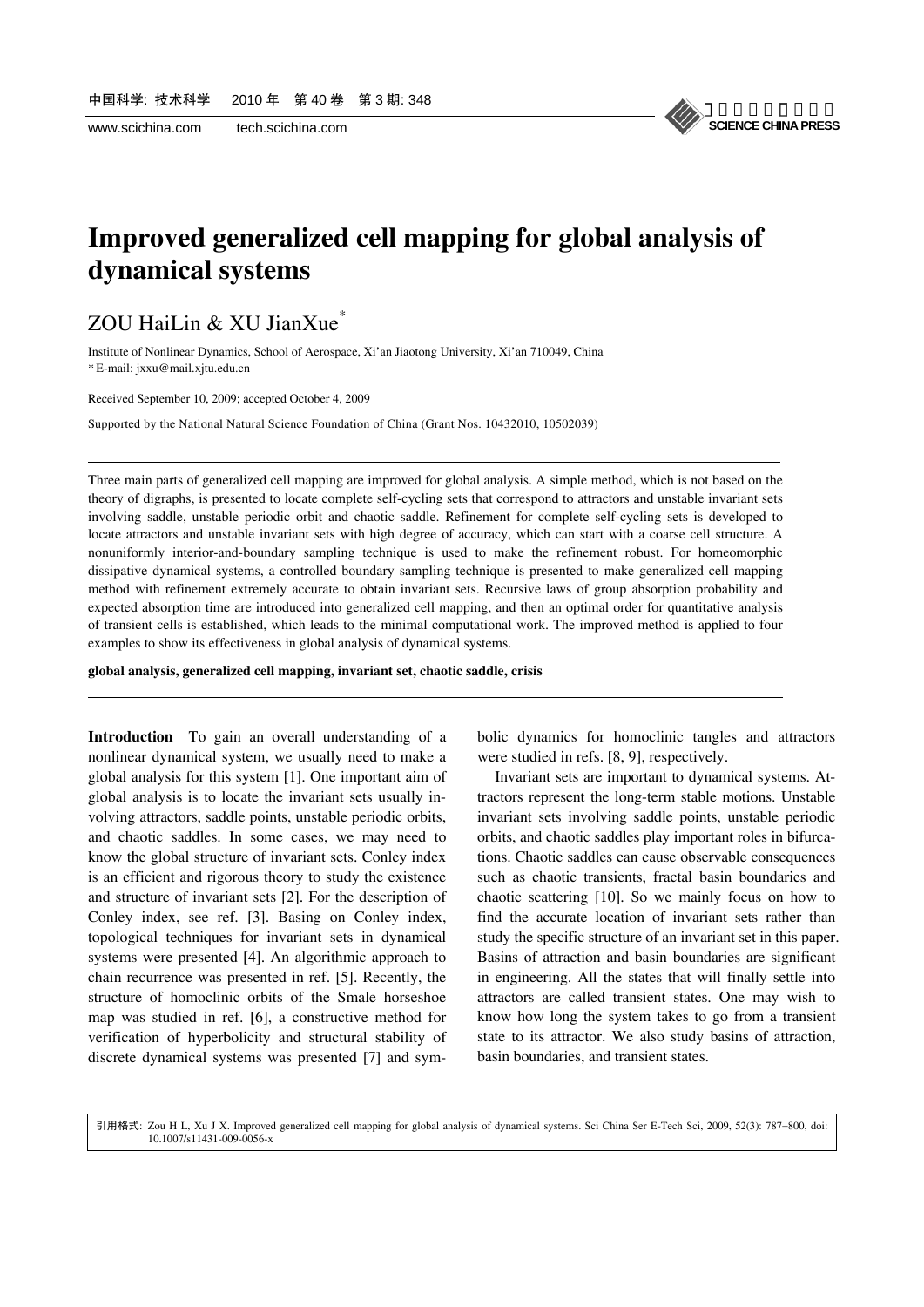# Improved generalized cell mapping for global analysis of dynamical systems

ZOU HaiLin & XU JianXue*

Institute of Nonlinear Dynamics, School of Aerospace, Xi'an Jiaotong University, Xi'an 710049, China
* E-mail: jxxu@mail.xjtu.edu.cn

Received September 10, 2009; accepted October 4, 2009

Supported by the National Natural Science Foundation of China (Grant Nos. 10432010, 10502039)

---

Three main parts of generalized cell mapping are improved for global analysis. A simple method, which is not based on the theory of digraphs, is presented to locate complete self-cycling sets that correspond to attractors and unstable invariant sets involving saddle, unstable periodic orbit and chaotic saddle. Refinement for complete self-cycling sets is developed to locate attractors and unstable invariant sets with high degree of accuracy, which can start with a coarse cell structure. A nonuniformly interior-and-boundary sampling technique is used to make the refinement robust. For homeomorphic dissipative dynamical systems, a controlled boundary sampling technique is presented to make generalized cell mapping method with refinement extremely accurate to obtain invariant sets. Recursive laws of group absorption probability and expected absorption time are introduced into generalized cell mapping, and then an optimal order for quantitative analysis of transient cells is established, which leads to the minimal computational work. The improved method is applied to four examples to show its effectiveness in global analysis of dynamical systems.

**global analysis, generalized cell mapping, invariant set, chaotic saddle, crisis**

---

**Introduction** To gain an overall understanding of a nonlinear dynamical system, we usually need to make a global analysis for this system [1]. One important aim of global analysis is to locate the invariant sets usually involving attractors, saddle points, unstable periodic orbits, and chaotic saddles. In some cases, we may need to know the global structure of invariant sets. Conley index is an efficient and rigorous theory to study the existence and structure of invariant sets [2]. For the description of Conley index, see ref. [3]. Basing on Conley index, topological techniques for invariant sets in dynamical systems were presented [4]. An algorithmic approach to chain recurrence was presented in ref. [5]. Recently, the structure of homoclinic orbits of the Smale horseshoe map was studied in ref. [6], a constructive method for verification of hyperbolicity and structural stability of discrete dynamical systems was presented [7] and symbolic dynamics for homoclinic tangles and attractors were studied in refs. [8, 9], respectively.

Invariant sets are important to dynamical systems. Attractors represent the long-term stable motions. Unstable invariant sets involving saddle points, unstable periodic orbits, and chaotic saddles play important roles in bifurcations. Chaotic saddles can cause observable consequences such as chaotic transients, fractal basin boundaries and chaotic scattering [10]. So we mainly focus on how to find the accurate location of invariant sets rather than study the specific structure of an invariant set in this paper. Basins of attraction and basin boundaries are significant in engineering. All the states that will finally settle into attractors are called transient states. One may wish to know how long the system takes to go from a transient state to its attractor. We also study basins of attraction, basin boundaries, and transient states.

引用格式: Zou H L, Xu J X. Improved generalized cell mapping for global analysis of dynamical systems. Sci China Ser E-Tech Sci, 2009, 52(3): 787−800, doi: 10.1007/s11431-009-0056-x